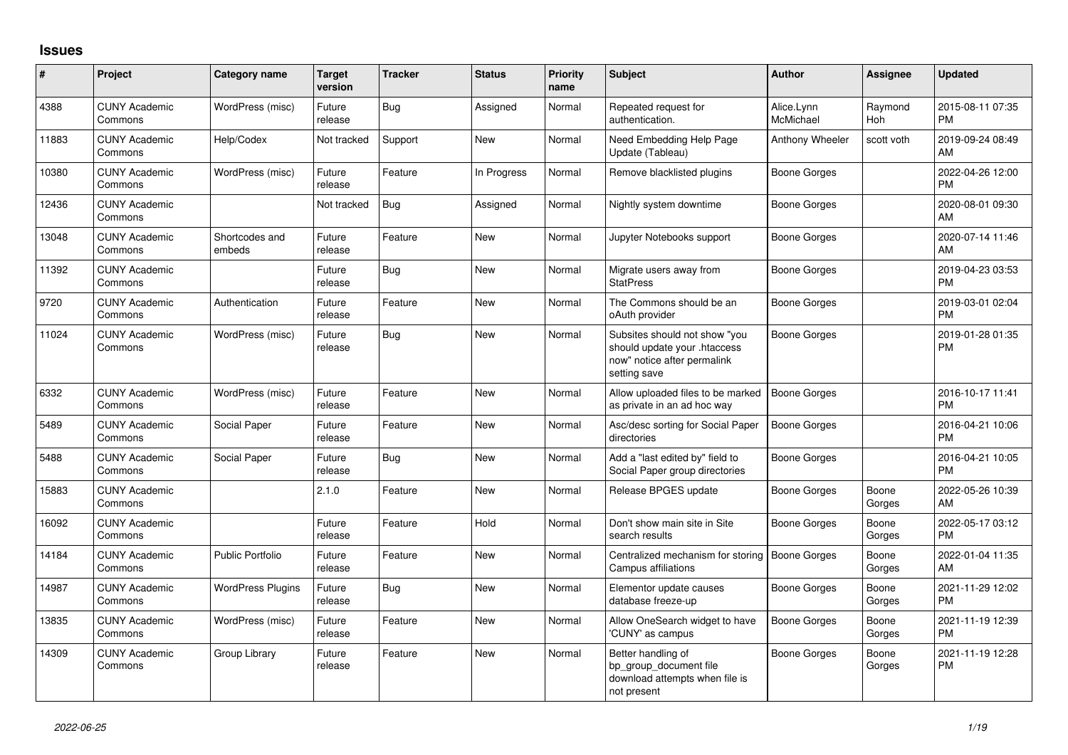# Issues

| # | Project | Category name | Target version | Tracker | Status | Priority name | Subject | Author | Assignee | Updated |
|---|---|---|---|---|---|---|---|---|---|---|
| 4388 | CUNY Academic Commons | WordPress (misc) | Future release | Bug | Assigned | Normal | Repeated request for authentication. | Alice.Lynn McMichael | Raymond Hoh | 2015-08-11 07:35 PM |
| 11883 | CUNY Academic Commons | Help/Codex | Not tracked | Support | New | Normal | Need Embedding Help Page Update (Tableau) | Anthony Wheeler | scott voth | 2019-09-24 08:49 AM |
| 10380 | CUNY Academic Commons | WordPress (misc) | Future release | Feature | In Progress | Normal | Remove blacklisted plugins | Boone Gorges | | 2022-04-26 12:00 PM |
| 12436 | CUNY Academic Commons | | Not tracked | Bug | Assigned | Normal | Nightly system downtime | Boone Gorges | | 2020-08-01 09:30 AM |
| 13048 | CUNY Academic Commons | Shortcodes and embeds | Future release | Feature | New | Normal | Jupyter Notebooks support | Boone Gorges | | 2020-07-14 11:46 AM |
| 11392 | CUNY Academic Commons | | Future release | Bug | New | Normal | Migrate users away from StatPress | Boone Gorges | | 2019-04-23 03:53 PM |
| 9720 | CUNY Academic Commons | Authentication | Future release | Feature | New | Normal | The Commons should be an oAuth provider | Boone Gorges | | 2019-03-01 02:04 PM |
| 11024 | CUNY Academic Commons | WordPress (misc) | Future release | Bug | New | Normal | Subsites should not show "you should update your .htaccess now" notice after permalink setting save | Boone Gorges | | 2019-01-28 01:35 PM |
| 6332 | CUNY Academic Commons | WordPress (misc) | Future release | Feature | New | Normal | Allow uploaded files to be marked as private in an ad hoc way | Boone Gorges | | 2016-10-17 11:41 PM |
| 5489 | CUNY Academic Commons | Social Paper | Future release | Feature | New | Normal | Asc/desc sorting for Social Paper directories | Boone Gorges | | 2016-04-21 10:06 PM |
| 5488 | CUNY Academic Commons | Social Paper | Future release | Bug | New | Normal | Add a "last edited by" field to Social Paper group directories | Boone Gorges | | 2016-04-21 10:05 PM |
| 15883 | CUNY Academic Commons | | 2.1.0 | Feature | New | Normal | Release BPGES update | Boone Gorges | Boone Gorges | 2022-05-26 10:39 AM |
| 16092 | CUNY Academic Commons | | Future release | Feature | Hold | Normal | Don't show main site in Site search results | Boone Gorges | Boone Gorges | 2022-05-17 03:12 PM |
| 14184 | CUNY Academic Commons | Public Portfolio | Future release | Feature | New | Normal | Centralized mechanism for storing Campus affiliations | Boone Gorges | Boone Gorges | 2022-01-04 11:35 AM |
| 14987 | CUNY Academic Commons | WordPress Plugins | Future release | Bug | New | Normal | Elementor update causes database freeze-up | Boone Gorges | Boone Gorges | 2021-11-29 12:02 PM |
| 13835 | CUNY Academic Commons | WordPress (misc) | Future release | Feature | New | Normal | Allow OneSearch widget to have 'CUNY' as campus | Boone Gorges | Boone Gorges | 2021-11-19 12:39 PM |
| 14309 | CUNY Academic Commons | Group Library | Future release | Feature | New | Normal | Better handling of bp_group_document file download attempts when file is not present | Boone Gorges | Boone Gorges | 2021-11-19 12:28 PM |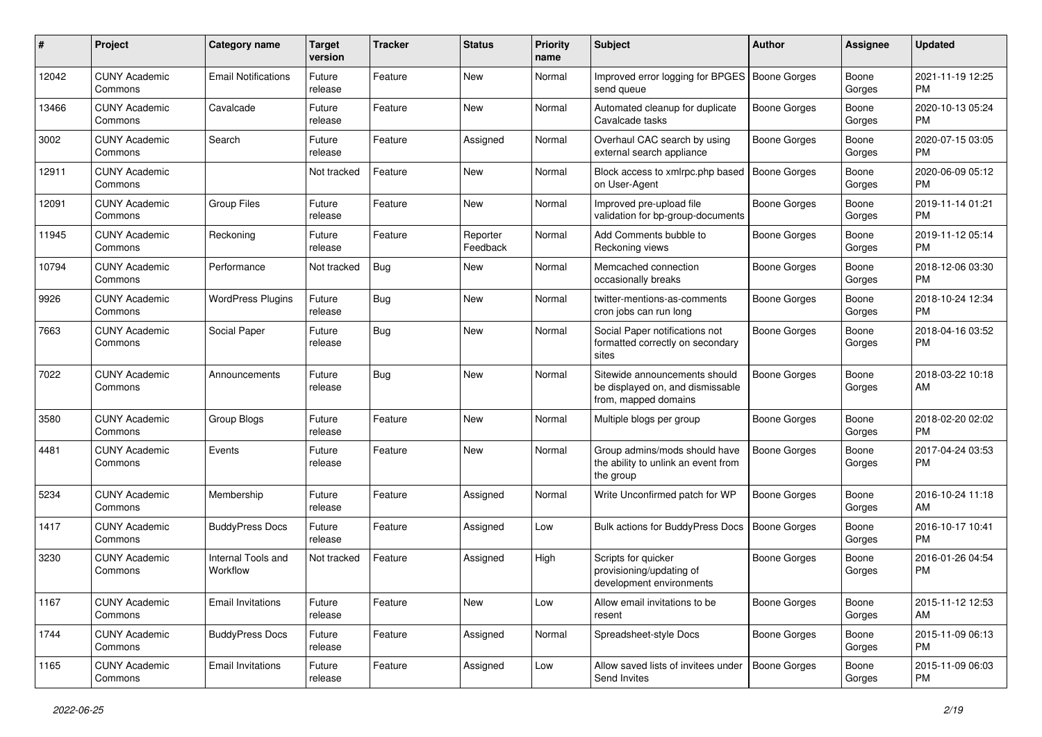| # | Project | Category name | Target version | Tracker | Status | Priority name | Subject | Author | Assignee | Updated |
|---|---|---|---|---|---|---|---|---|---|---|
| 12042 | CUNY Academic Commons | Email Notifications | Future release | Feature | New | Normal | Improved error logging for BPGES send queue | Boone Gorges | Boone Gorges | 2021-11-19 12:25 PM |
| 13466 | CUNY Academic Commons | Cavalcade | Future release | Feature | New | Normal | Automated cleanup for duplicate Cavalcade tasks | Boone Gorges | Boone Gorges | 2020-10-13 05:24 PM |
| 3002 | CUNY Academic Commons | Search | Future release | Feature | Assigned | Normal | Overhaul CAC search by using external search appliance | Boone Gorges | Boone Gorges | 2020-07-15 03:05 PM |
| 12911 | CUNY Academic Commons | | Not tracked | Feature | New | Normal | Block access to xmlrpc.php based on User-Agent | Boone Gorges | Boone Gorges | 2020-06-09 05:12 PM |
| 12091 | CUNY Academic Commons | Group Files | Future release | Feature | New | Normal | Improved pre-upload file validation for bp-group-documents | Boone Gorges | Boone Gorges | 2019-11-14 01:21 PM |
| 11945 | CUNY Academic Commons | Reckoning | Future release | Feature | Reporter Feedback | Normal | Add Comments bubble to Reckoning views | Boone Gorges | Boone Gorges | 2019-11-12 05:14 PM |
| 10794 | CUNY Academic Commons | Performance | Not tracked | Bug | New | Normal | Memcached connection occasionally breaks | Boone Gorges | Boone Gorges | 2018-12-06 03:30 PM |
| 9926 | CUNY Academic Commons | WordPress Plugins | Future release | Bug | New | Normal | twitter-mentions-as-comments cron jobs can run long | Boone Gorges | Boone Gorges | 2018-10-24 12:34 PM |
| 7663 | CUNY Academic Commons | Social Paper | Future release | Bug | New | Normal | Social Paper notifications not formatted correctly on secondary sites | Boone Gorges | Boone Gorges | 2018-04-16 03:52 PM |
| 7022 | CUNY Academic Commons | Announcements | Future release | Bug | New | Normal | Sitewide announcements should be displayed on, and dismissable from, mapped domains | Boone Gorges | Boone Gorges | 2018-03-22 10:18 AM |
| 3580 | CUNY Academic Commons | Group Blogs | Future release | Feature | New | Normal | Multiple blogs per group | Boone Gorges | Boone Gorges | 2018-02-20 02:02 PM |
| 4481 | CUNY Academic Commons | Events | Future release | Feature | New | Normal | Group admins/mods should have the ability to unlink an event from the group | Boone Gorges | Boone Gorges | 2017-04-24 03:53 PM |
| 5234 | CUNY Academic Commons | Membership | Future release | Feature | Assigned | Normal | Write Unconfirmed patch for WP | Boone Gorges | Boone Gorges | 2016-10-24 11:18 AM |
| 1417 | CUNY Academic Commons | BuddyPress Docs | Future release | Feature | Assigned | Low | Bulk actions for BuddyPress Docs | Boone Gorges | Boone Gorges | 2016-10-17 10:41 PM |
| 3230 | CUNY Academic Commons | Internal Tools and Workflow | Not tracked | Feature | Assigned | High | Scripts for quicker provisioning/updating of development environments | Boone Gorges | Boone Gorges | 2016-01-26 04:54 PM |
| 1167 | CUNY Academic Commons | Email Invitations | Future release | Feature | New | Low | Allow email invitations to be resent | Boone Gorges | Boone Gorges | 2015-11-12 12:53 AM |
| 1744 | CUNY Academic Commons | BuddyPress Docs | Future release | Feature | Assigned | Normal | Spreadsheet-style Docs | Boone Gorges | Boone Gorges | 2015-11-09 06:13 PM |
| 1165 | CUNY Academic Commons | Email Invitations | Future release | Feature | Assigned | Low | Allow saved lists of invitees under Send Invites | Boone Gorges | Boone Gorges | 2015-11-09 06:03 PM |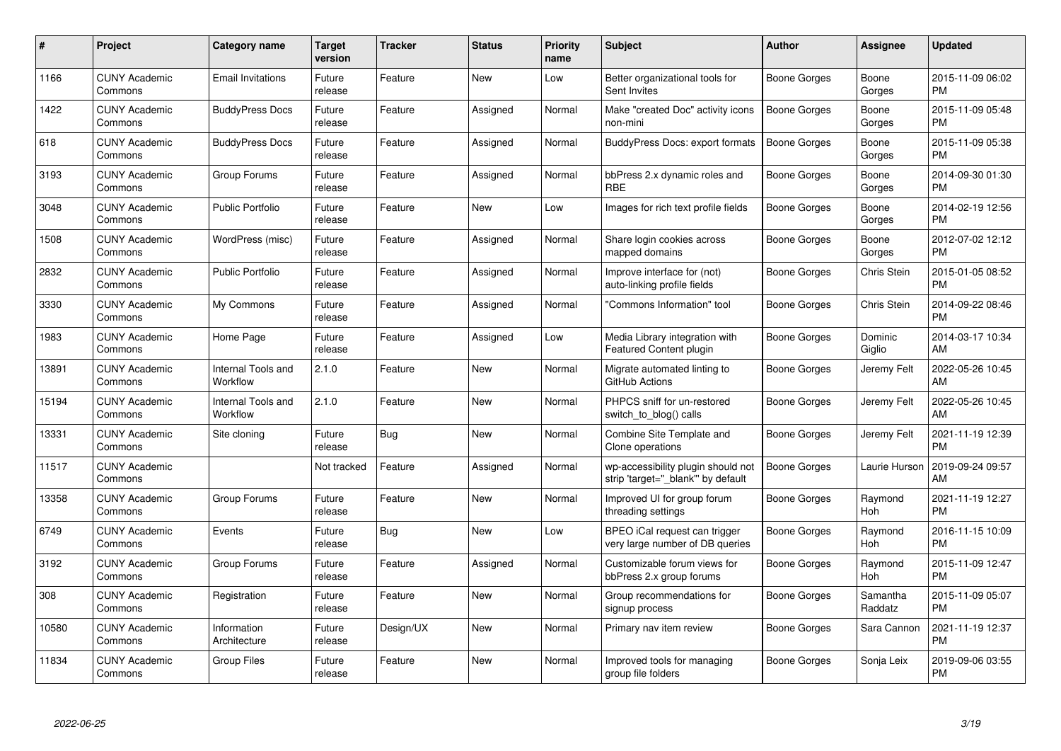| # | Project | Category name | Target version | Tracker | Status | Priority name | Subject | Author | Assignee | Updated |
|---|---|---|---|---|---|---|---|---|---|---|
| 1166 | CUNY Academic Commons | Email Invitations | Future release | Feature | New | Low | Better organizational tools for Sent Invites | Boone Gorges | Boone Gorges | 2015-11-09 06:02 PM |
| 1422 | CUNY Academic Commons | BuddyPress Docs | Future release | Feature | Assigned | Normal | Make "created Doc" activity icons non-mini | Boone Gorges | Boone Gorges | 2015-11-09 05:48 PM |
| 618 | CUNY Academic Commons | BuddyPress Docs | Future release | Feature | Assigned | Normal | BuddyPress Docs: export formats | Boone Gorges | Boone Gorges | 2015-11-09 05:38 PM |
| 3193 | CUNY Academic Commons | Group Forums | Future release | Feature | Assigned | Normal | bbPress 2.x dynamic roles and RBE | Boone Gorges | Boone Gorges | 2014-09-30 01:30 PM |
| 3048 | CUNY Academic Commons | Public Portfolio | Future release | Feature | New | Low | Images for rich text profile fields | Boone Gorges | Boone Gorges | 2014-02-19 12:56 PM |
| 1508 | CUNY Academic Commons | WordPress (misc) | Future release | Feature | Assigned | Normal | Share login cookies across mapped domains | Boone Gorges | Boone Gorges | 2012-07-02 12:12 PM |
| 2832 | CUNY Academic Commons | Public Portfolio | Future release | Feature | Assigned | Normal | Improve interface for (not) auto-linking profile fields | Boone Gorges | Chris Stein | 2015-01-05 08:52 PM |
| 3330 | CUNY Academic Commons | My Commons | Future release | Feature | Assigned | Normal | "Commons Information" tool | Boone Gorges | Chris Stein | 2014-09-22 08:46 PM |
| 1983 | CUNY Academic Commons | Home Page | Future release | Feature | Assigned | Low | Media Library integration with Featured Content plugin | Boone Gorges | Dominic Giglio | 2014-03-17 10:34 AM |
| 13891 | CUNY Academic Commons | Internal Tools and Workflow | 2.1.0 | Feature | New | Normal | Migrate automated linting to GitHub Actions | Boone Gorges | Jeremy Felt | 2022-05-26 10:45 AM |
| 15194 | CUNY Academic Commons | Internal Tools and Workflow | 2.1.0 | Feature | New | Normal | PHPCS sniff for un-restored switch_to_blog() calls | Boone Gorges | Jeremy Felt | 2022-05-26 10:45 AM |
| 13331 | CUNY Academic Commons | Site cloning | Future release | Bug | New | Normal | Combine Site Template and Clone operations | Boone Gorges | Jeremy Felt | 2021-11-19 12:39 PM |
| 11517 | CUNY Academic Commons | | Not tracked | Feature | Assigned | Normal | wp-accessibility plugin should not strip 'target="_blank"' by default | Boone Gorges | Laurie Hurson | 2019-09-24 09:57 AM |
| 13358 | CUNY Academic Commons | Group Forums | Future release | Feature | New | Normal | Improved UI for group forum threading settings | Boone Gorges | Raymond Hoh | 2021-11-19 12:27 PM |
| 6749 | CUNY Academic Commons | Events | Future release | Bug | New | Low | BPEO iCal request can trigger very large number of DB queries | Boone Gorges | Raymond Hoh | 2016-11-15 10:09 PM |
| 3192 | CUNY Academic Commons | Group Forums | Future release | Feature | Assigned | Normal | Customizable forum views for bbPress 2.x group forums | Boone Gorges | Raymond Hoh | 2015-11-09 12:47 PM |
| 308 | CUNY Academic Commons | Registration | Future release | Feature | New | Normal | Group recommendations for signup process | Boone Gorges | Samantha Raddatz | 2015-11-09 05:07 PM |
| 10580 | CUNY Academic Commons | Information Architecture | Future release | Design/UX | New | Normal | Primary nav item review | Boone Gorges | Sara Cannon | 2021-11-19 12:37 PM |
| 11834 | CUNY Academic Commons | Group Files | Future release | Feature | New | Normal | Improved tools for managing group file folders | Boone Gorges | Sonja Leix | 2019-09-06 03:55 PM |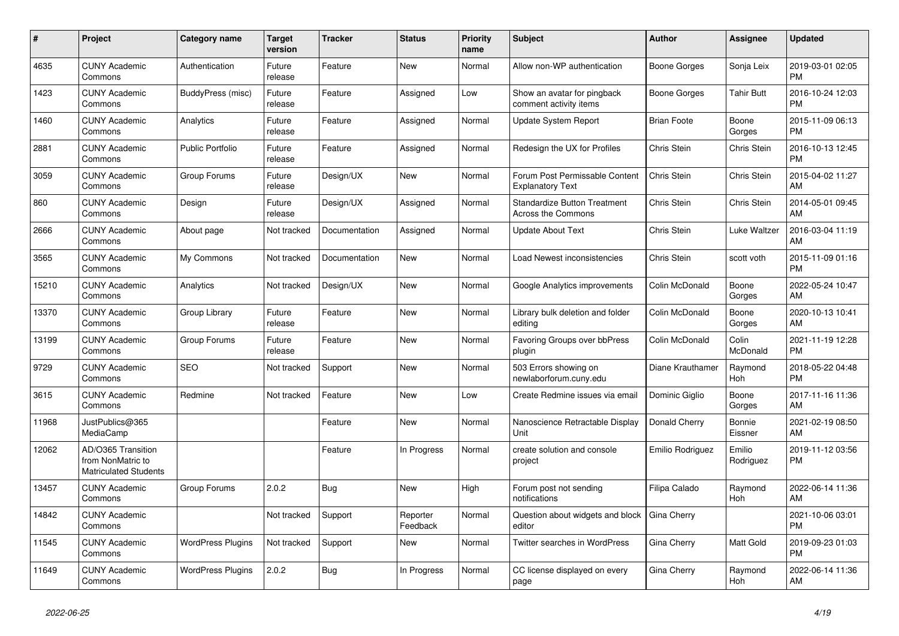| # | Project | Category name | Target version | Tracker | Status | Priority name | Subject | Author | Assignee | Updated |
|---|---|---|---|---|---|---|---|---|---|---|
| 4635 | CUNY Academic Commons | Authentication | Future release | Feature | New | Normal | Allow non-WP authentication | Boone Gorges | Sonja Leix | 2019-03-01 02:05 PM |
| 1423 | CUNY Academic Commons | BuddyPress (misc) | Future release | Feature | Assigned | Low | Show an avatar for pingback comment activity items | Boone Gorges | Tahir Butt | 2016-10-24 12:03 PM |
| 1460 | CUNY Academic Commons | Analytics | Future release | Feature | Assigned | Normal | Update System Report | Brian Foote | Boone Gorges | 2015-11-09 06:13 PM |
| 2881 | CUNY Academic Commons | Public Portfolio | Future release | Feature | Assigned | Normal | Redesign the UX for Profiles | Chris Stein | Chris Stein | 2016-10-13 12:45 PM |
| 3059 | CUNY Academic Commons | Group Forums | Future release | Design/UX | New | Normal | Forum Post Permissable Content Explanatory Text | Chris Stein | Chris Stein | 2015-04-02 11:27 AM |
| 860 | CUNY Academic Commons | Design | Future release | Design/UX | Assigned | Normal | Standardize Button Treatment Across the Commons | Chris Stein | Chris Stein | 2014-05-01 09:45 AM |
| 2666 | CUNY Academic Commons | About page | Not tracked | Documentation | Assigned | Normal | Update About Text | Chris Stein | Luke Waltzer | 2016-03-04 11:19 AM |
| 3565 | CUNY Academic Commons | My Commons | Not tracked | Documentation | New | Normal | Load Newest inconsistencies | Chris Stein | scott voth | 2015-11-09 01:16 PM |
| 15210 | CUNY Academic Commons | Analytics | Not tracked | Design/UX | New | Normal | Google Analytics improvements | Colin McDonald | Boone Gorges | 2022-05-24 10:47 AM |
| 13370 | CUNY Academic Commons | Group Library | Future release | Feature | New | Normal | Library bulk deletion and folder editing | Colin McDonald | Boone Gorges | 2020-10-13 10:41 AM |
| 13199 | CUNY Academic Commons | Group Forums | Future release | Feature | New | Normal | Favoring Groups over bbPress plugin | Colin McDonald | Colin McDonald | 2021-11-19 12:28 PM |
| 9729 | CUNY Academic Commons | SEO | Not tracked | Support | New | Normal | 503 Errors showing on newlaborforum.cuny.edu | Diane Krauthamer | Raymond Hoh | 2018-05-22 04:48 PM |
| 3615 | CUNY Academic Commons | Redmine | Not tracked | Feature | New | Low | Create Redmine issues via email | Dominic Giglio | Boone Gorges | 2017-11-16 11:36 AM |
| 11968 | JustPublics@365 MediaCamp | | | Feature | New | Normal | Nanoscience Retractable Display Unit | Donald Cherry | Bonnie Eissner | 2021-02-19 08:50 AM |
| 12062 | AD/O365 Transition from NonMatric to Matriculated Students | | | Feature | In Progress | Normal | create solution and console project | Emilio Rodriguez | Emilio Rodriguez | 2019-11-12 03:56 PM |
| 13457 | CUNY Academic Commons | Group Forums | 2.0.2 | Bug | New | High | Forum post not sending notifications | Filipa Calado | Raymond Hoh | 2022-06-14 11:36 AM |
| 14842 | CUNY Academic Commons | | Not tracked | Support | Reporter Feedback | Normal | Question about widgets and block editor | Gina Cherry | | 2021-10-06 03:01 PM |
| 11545 | CUNY Academic Commons | WordPress Plugins | Not tracked | Support | New | Normal | Twitter searches in WordPress | Gina Cherry | Matt Gold | 2019-09-23 01:03 PM |
| 11649 | CUNY Academic Commons | WordPress Plugins | 2.0.2 | Bug | In Progress | Normal | CC license displayed on every page | Gina Cherry | Raymond Hoh | 2022-06-14 11:36 AM |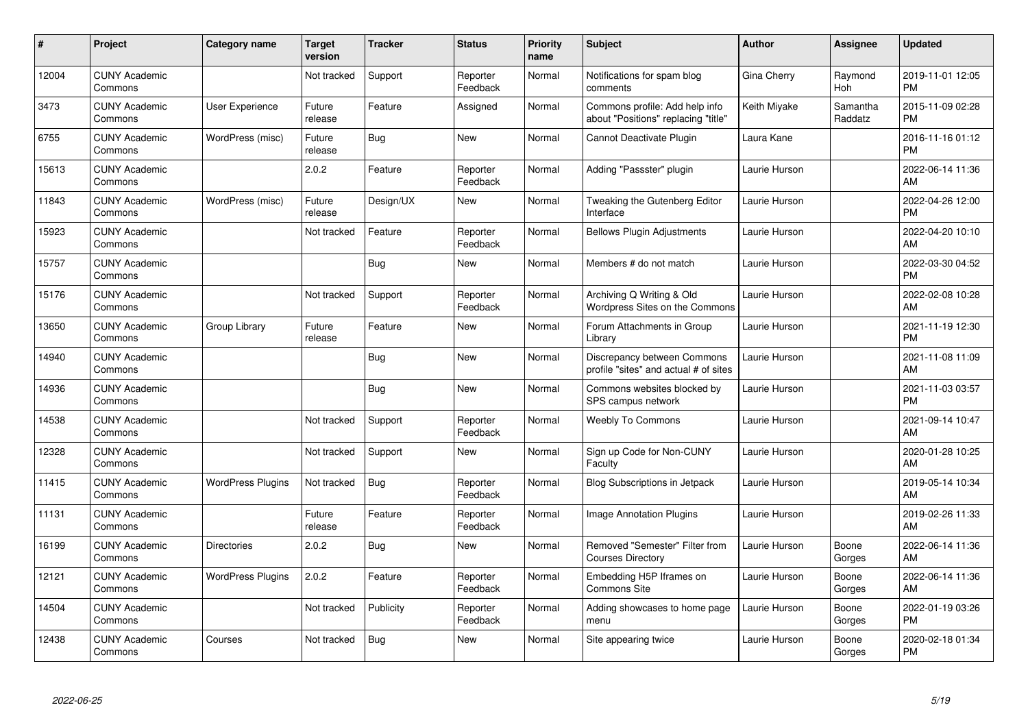| # | Project | Category name | Target version | Tracker | Status | Priority name | Subject | Author | Assignee | Updated |
|---|---|---|---|---|---|---|---|---|---|---|
| 12004 | CUNY Academic Commons | | Not tracked | Support | Reporter Feedback | Normal | Notifications for spam blog comments | Gina Cherry | Raymond Hoh | 2019-11-01 12:05 PM |
| 3473 | CUNY Academic Commons | User Experience | Future release | Feature | Assigned | Normal | Commons profile: Add help info about "Positions" replacing "title" | Keith Miyake | Samantha Raddatz | 2015-11-09 02:28 PM |
| 6755 | CUNY Academic Commons | WordPress (misc) | Future release | Bug | New | Normal | Cannot Deactivate Plugin | Laura Kane | | 2016-11-16 01:12 PM |
| 15613 | CUNY Academic Commons | | 2.0.2 | Feature | Reporter Feedback | Normal | Adding "Passster" plugin | Laurie Hurson | | 2022-06-14 11:36 AM |
| 11843 | CUNY Academic Commons | WordPress (misc) | Future release | Design/UX | New | Normal | Tweaking the Gutenberg Editor Interface | Laurie Hurson | | 2022-04-26 12:00 PM |
| 15923 | CUNY Academic Commons | | Not tracked | Feature | Reporter Feedback | Normal | Bellows Plugin Adjustments | Laurie Hurson | | 2022-04-20 10:10 AM |
| 15757 | CUNY Academic Commons | | | Bug | New | Normal | Members # do not match | Laurie Hurson | | 2022-03-30 04:52 PM |
| 15176 | CUNY Academic Commons | | Not tracked | Support | Reporter Feedback | Normal | Archiving Q Writing & Old Wordpress Sites on the Commons | Laurie Hurson | | 2022-02-08 10:28 AM |
| 13650 | CUNY Academic Commons | Group Library | Future release | Feature | New | Normal | Forum Attachments in Group Library | Laurie Hurson | | 2021-11-19 12:30 PM |
| 14940 | CUNY Academic Commons | | | Bug | New | Normal | Discrepancy between Commons profile "sites" and actual # of sites | Laurie Hurson | | 2021-11-08 11:09 AM |
| 14936 | CUNY Academic Commons | | | Bug | New | Normal | Commons websites blocked by SPS campus network | Laurie Hurson | | 2021-11-03 03:57 PM |
| 14538 | CUNY Academic Commons | | Not tracked | Support | Reporter Feedback | Normal | Weebly To Commons | Laurie Hurson | | 2021-09-14 10:47 AM |
| 12328 | CUNY Academic Commons | | Not tracked | Support | New | Normal | Sign up Code for Non-CUNY Faculty | Laurie Hurson | | 2020-01-28 10:25 AM |
| 11415 | CUNY Academic Commons | WordPress Plugins | Not tracked | Bug | Reporter Feedback | Normal | Blog Subscriptions in Jetpack | Laurie Hurson | | 2019-05-14 10:34 AM |
| 11131 | CUNY Academic Commons | | Future release | Feature | Reporter Feedback | Normal | Image Annotation Plugins | Laurie Hurson | | 2019-02-26 11:33 AM |
| 16199 | CUNY Academic Commons | Directories | 2.0.2 | Bug | New | Normal | Removed "Semester" Filter from Courses Directory | Laurie Hurson | Boone Gorges | 2022-06-14 11:36 AM |
| 12121 | CUNY Academic Commons | WordPress Plugins | 2.0.2 | Feature | Reporter Feedback | Normal | Embedding H5P Iframes on Commons Site | Laurie Hurson | Boone Gorges | 2022-06-14 11:36 AM |
| 14504 | CUNY Academic Commons | | Not tracked | Publicity | Reporter Feedback | Normal | Adding showcases to home page menu | Laurie Hurson | Boone Gorges | 2022-01-19 03:26 PM |
| 12438 | CUNY Academic Commons | Courses | Not tracked | Bug | New | Normal | Site appearing twice | Laurie Hurson | Boone Gorges | 2020-02-18 01:34 PM |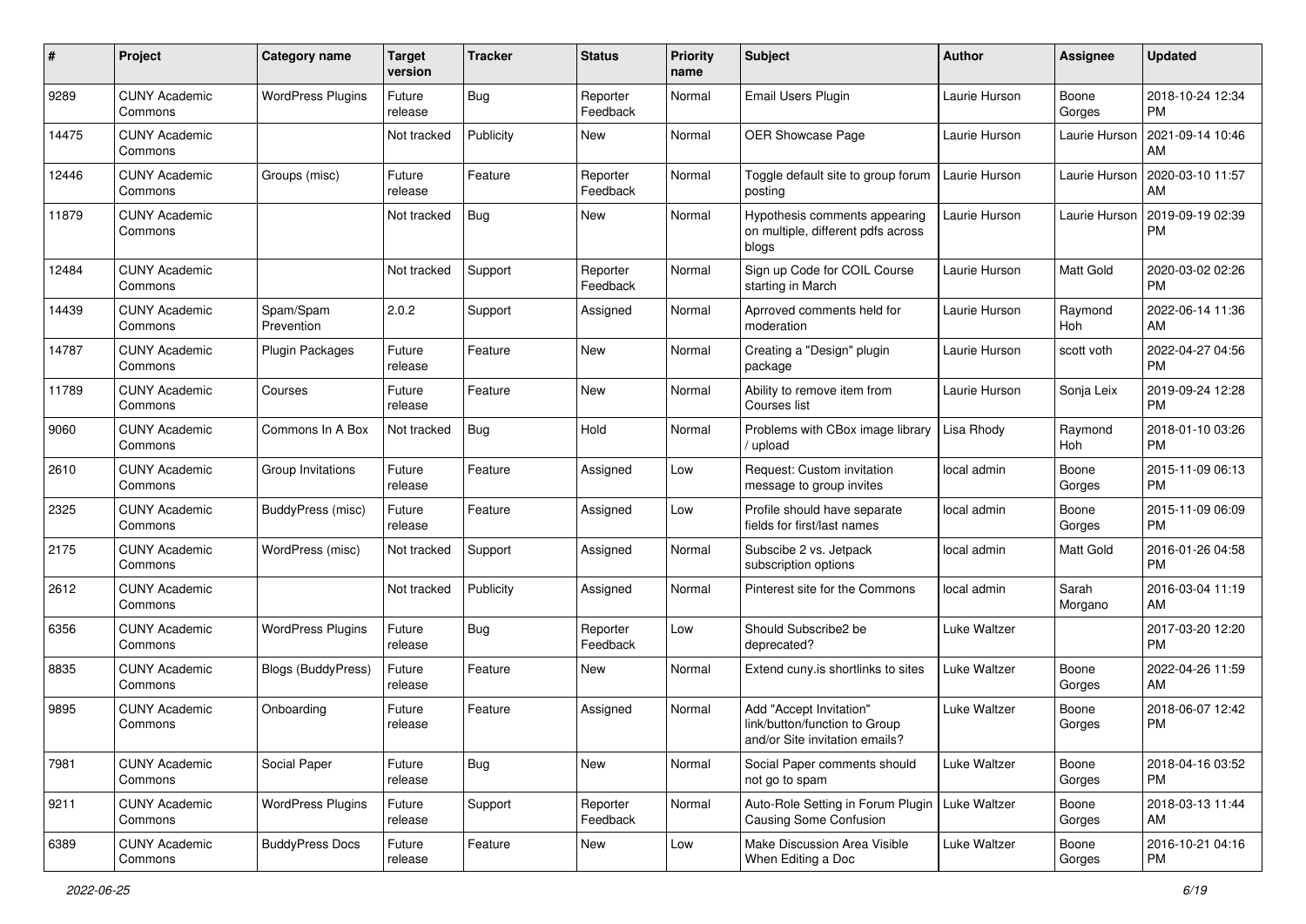| # | Project | Category name | Target version | Tracker | Status | Priority name | Subject | Author | Assignee | Updated |
|---|---|---|---|---|---|---|---|---|---|---|
| 9289 | CUNY Academic Commons | WordPress Plugins | Future release | Bug | Reporter Feedback | Normal | Email Users Plugin | Laurie Hurson | Boone Gorges | 2018-10-24 12:34 PM |
| 14475 | CUNY Academic Commons | | Not tracked | Publicity | New | Normal | OER Showcase Page | Laurie Hurson | Laurie Hurson | 2021-09-14 10:46 AM |
| 12446 | CUNY Academic Commons | Groups (misc) | Future release | Feature | Reporter Feedback | Normal | Toggle default site to group forum posting | Laurie Hurson | Laurie Hurson | 2020-03-10 11:57 AM |
| 11879 | CUNY Academic Commons | | Not tracked | Bug | New | Normal | Hypothesis comments appearing on multiple, different pdfs across blogs | Laurie Hurson | Laurie Hurson | 2019-09-19 02:39 PM |
| 12484 | CUNY Academic Commons | | Not tracked | Support | Reporter Feedback | Normal | Sign up Code for COIL Course starting in March | Laurie Hurson | Matt Gold | 2020-03-02 02:26 PM |
| 14439 | CUNY Academic Commons | Spam/Spam Prevention | 2.0.2 | Support | Assigned | Normal | Aprroved comments held for moderation | Laurie Hurson | Raymond Hoh | 2022-06-14 11:36 AM |
| 14787 | CUNY Academic Commons | Plugin Packages | Future release | Feature | New | Normal | Creating a "Design" plugin package | Laurie Hurson | scott voth | 2022-04-27 04:56 PM |
| 11789 | CUNY Academic Commons | Courses | Future release | Feature | New | Normal | Ability to remove item from Courses list | Laurie Hurson | Sonja Leix | 2019-09-24 12:28 PM |
| 9060 | CUNY Academic Commons | Commons In A Box | Not tracked | Bug | Hold | Normal | Problems with CBox image library / upload | Lisa Rhody | Raymond Hoh | 2018-01-10 03:26 PM |
| 2610 | CUNY Academic Commons | Group Invitations | Future release | Feature | Assigned | Low | Request: Custom invitation message to group invites | local admin | Boone Gorges | 2015-11-09 06:13 PM |
| 2325 | CUNY Academic Commons | BuddyPress (misc) | Future release | Feature | Assigned | Low | Profile should have separate fields for first/last names | local admin | Boone Gorges | 2015-11-09 06:09 PM |
| 2175 | CUNY Academic Commons | WordPress (misc) | Not tracked | Support | Assigned | Normal | Subscibe 2 vs. Jetpack subscription options | local admin | Matt Gold | 2016-01-26 04:58 PM |
| 2612 | CUNY Academic Commons | | Not tracked | Publicity | Assigned | Normal | Pinterest site for the Commons | local admin | Sarah Morgano | 2016-03-04 11:19 AM |
| 6356 | CUNY Academic Commons | WordPress Plugins | Future release | Bug | Reporter Feedback | Low | Should Subscribe2 be deprecated? | Luke Waltzer | | 2017-03-20 12:20 PM |
| 8835 | CUNY Academic Commons | Blogs (BuddyPress) | Future release | Feature | New | Normal | Extend cuny.is shortlinks to sites | Luke Waltzer | Boone Gorges | 2022-04-26 11:59 AM |
| 9895 | CUNY Academic Commons | Onboarding | Future release | Feature | Assigned | Normal | Add "Accept Invitation" link/button/function to Group and/or Site invitation emails? | Luke Waltzer | Boone Gorges | 2018-06-07 12:42 PM |
| 7981 | CUNY Academic Commons | Social Paper | Future release | Bug | New | Normal | Social Paper comments should not go to spam | Luke Waltzer | Boone Gorges | 2018-04-16 03:52 PM |
| 9211 | CUNY Academic Commons | WordPress Plugins | Future release | Support | Reporter Feedback | Normal | Auto-Role Setting in Forum Plugin Causing Some Confusion | Luke Waltzer | Boone Gorges | 2018-03-13 11:44 AM |
| 6389 | CUNY Academic Commons | BuddyPress Docs | Future release | Feature | New | Low | Make Discussion Area Visible When Editing a Doc | Luke Waltzer | Boone Gorges | 2016-10-21 04:16 PM |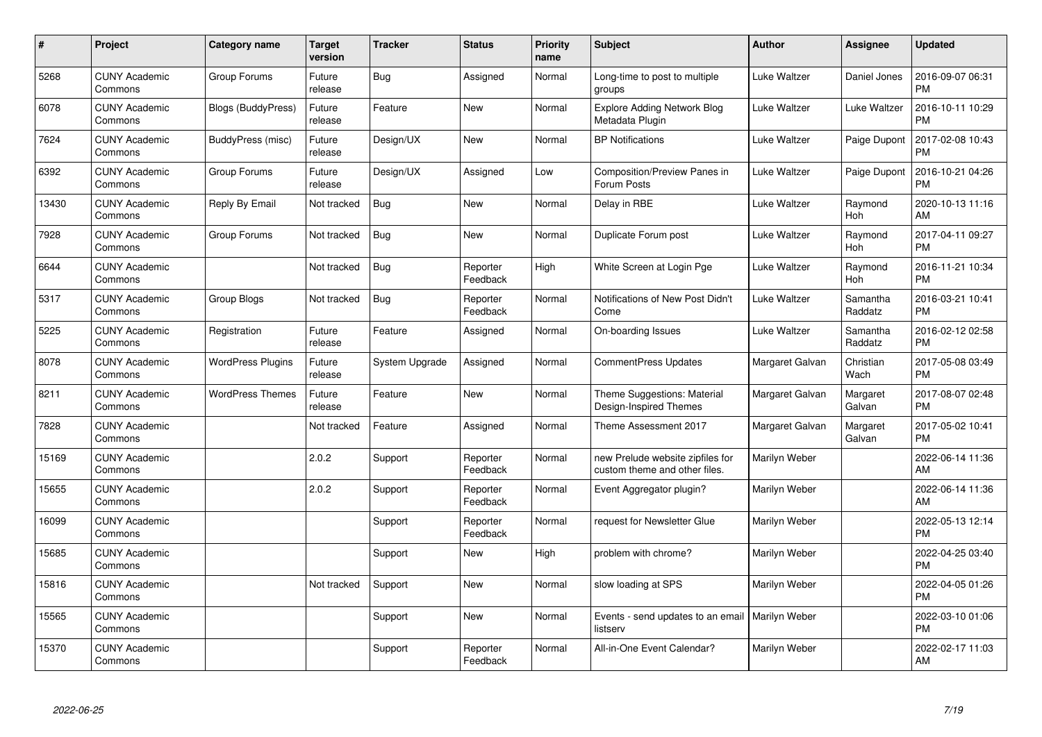| # | Project | Category name | Target version | Tracker | Status | Priority name | Subject | Author | Assignee | Updated |
|---|---|---|---|---|---|---|---|---|---|---|
| 5268 | CUNY Academic Commons | Group Forums | Future release | Bug | Assigned | Normal | Long-time to post to multiple groups | Luke Waltzer | Daniel Jones | 2016-09-07 06:31 PM |
| 6078 | CUNY Academic Commons | Blogs (BuddyPress) | Future release | Feature | New | Normal | Explore Adding Network Blog Metadata Plugin | Luke Waltzer | Luke Waltzer | 2016-10-11 10:29 PM |
| 7624 | CUNY Academic Commons | BuddyPress (misc) | Future release | Design/UX | New | Normal | BP Notifications | Luke Waltzer | Paige Dupont | 2017-02-08 10:43 PM |
| 6392 | CUNY Academic Commons | Group Forums | Future release | Design/UX | Assigned | Low | Composition/Preview Panes in Forum Posts | Luke Waltzer | Paige Dupont | 2016-10-21 04:26 PM |
| 13430 | CUNY Academic Commons | Reply By Email | Not tracked | Bug | New | Normal | Delay in RBE | Luke Waltzer | Raymond Hoh | 2020-10-13 11:16 AM |
| 7928 | CUNY Academic Commons | Group Forums | Not tracked | Bug | New | Normal | Duplicate Forum post | Luke Waltzer | Raymond Hoh | 2017-04-11 09:27 PM |
| 6644 | CUNY Academic Commons | | Not tracked | Bug | Reporter Feedback | High | White Screen at Login Pge | Luke Waltzer | Raymond Hoh | 2016-11-21 10:34 PM |
| 5317 | CUNY Academic Commons | Group Blogs | Not tracked | Bug | Reporter Feedback | Normal | Notifications of New Post Didn't Come | Luke Waltzer | Samantha Raddatz | 2016-03-21 10:41 PM |
| 5225 | CUNY Academic Commons | Registration | Future release | Feature | Assigned | Normal | On-boarding Issues | Luke Waltzer | Samantha Raddatz | 2016-02-12 02:58 PM |
| 8078 | CUNY Academic Commons | WordPress Plugins | Future release | System Upgrade | Assigned | Normal | CommentPress Updates | Margaret Galvan | Christian Wach | 2017-05-08 03:49 PM |
| 8211 | CUNY Academic Commons | WordPress Themes | Future release | Feature | New | Normal | Theme Suggestions: Material Design-Inspired Themes | Margaret Galvan | Margaret Galvan | 2017-08-07 02:48 PM |
| 7828 | CUNY Academic Commons | | Not tracked | Feature | Assigned | Normal | Theme Assessment 2017 | Margaret Galvan | Margaret Galvan | 2017-05-02 10:41 PM |
| 15169 | CUNY Academic Commons | | 2.0.2 | Support | Reporter Feedback | Normal | new Prelude website zipfiles for custom theme and other files. | Marilyn Weber | | 2022-06-14 11:36 AM |
| 15655 | CUNY Academic Commons | | 2.0.2 | Support | Reporter Feedback | Normal | Event Aggregator plugin? | Marilyn Weber | | 2022-06-14 11:36 AM |
| 16099 | CUNY Academic Commons | | | Support | Reporter Feedback | Normal | request for Newsletter Glue | Marilyn Weber | | 2022-05-13 12:14 PM |
| 15685 | CUNY Academic Commons | | | Support | New | High | problem with chrome? | Marilyn Weber | | 2022-04-25 03:40 PM |
| 15816 | CUNY Academic Commons | | Not tracked | Support | New | Normal | slow loading at SPS | Marilyn Weber | | 2022-04-05 01:26 PM |
| 15565 | CUNY Academic Commons | | | Support | New | Normal | Events - send updates to an email listserv | Marilyn Weber | | 2022-03-10 01:06 PM |
| 15370 | CUNY Academic Commons | | | Support | Reporter Feedback | Normal | All-in-One Event Calendar? | Marilyn Weber | | 2022-02-17 11:03 AM |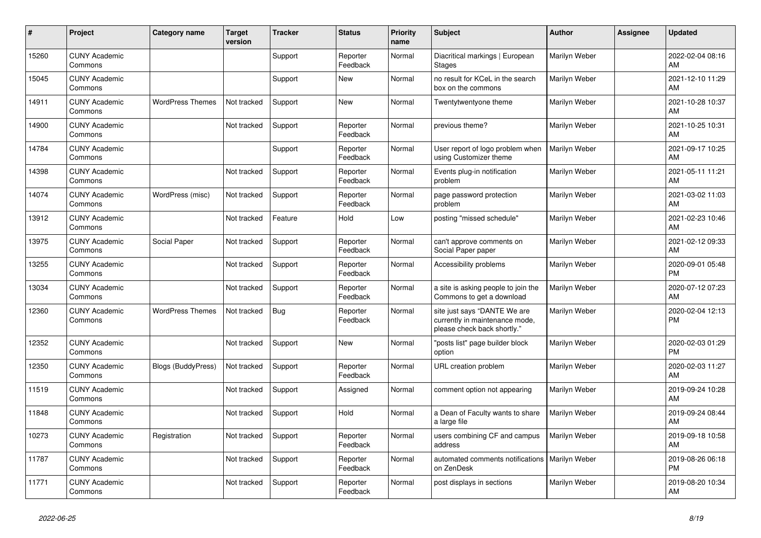| # | Project | Category name | Target version | Tracker | Status | Priority name | Subject | Author | Assignee | Updated |
|---|---|---|---|---|---|---|---|---|---|---|
| 15260 | CUNY Academic Commons | | | Support | Reporter Feedback | Normal | Diacritical markings \| European Stages | Marilyn Weber | | 2022-02-04 08:16 AM |
| 15045 | CUNY Academic Commons | | | Support | New | Normal | no result for KCeL in the search box on the commons | Marilyn Weber | | 2021-12-10 11:29 AM |
| 14911 | CUNY Academic Commons | WordPress Themes | Not tracked | Support | New | Normal | Twentytwentyone theme | Marilyn Weber | | 2021-10-28 10:37 AM |
| 14900 | CUNY Academic Commons | | Not tracked | Support | Reporter Feedback | Normal | previous theme? | Marilyn Weber | | 2021-10-25 10:31 AM |
| 14784 | CUNY Academic Commons | | | Support | Reporter Feedback | Normal | User report of logo problem when using Customizer theme | Marilyn Weber | | 2021-09-17 10:25 AM |
| 14398 | CUNY Academic Commons | | Not tracked | Support | Reporter Feedback | Normal | Events plug-in notification problem | Marilyn Weber | | 2021-05-11 11:21 AM |
| 14074 | CUNY Academic Commons | WordPress (misc) | Not tracked | Support | Reporter Feedback | Normal | page password protection problem | Marilyn Weber | | 2021-03-02 11:03 AM |
| 13912 | CUNY Academic Commons | | Not tracked | Feature | Hold | Low | posting "missed schedule" | Marilyn Weber | | 2021-02-23 10:46 AM |
| 13975 | CUNY Academic Commons | Social Paper | Not tracked | Support | Reporter Feedback | Normal | can't approve comments on Social Paper paper | Marilyn Weber | | 2021-02-12 09:33 AM |
| 13255 | CUNY Academic Commons | | Not tracked | Support | Reporter Feedback | Normal | Accessibility problems | Marilyn Weber | | 2020-09-01 05:48 PM |
| 13034 | CUNY Academic Commons | | Not tracked | Support | Reporter Feedback | Normal | a site is asking people to join the Commons to get a download | Marilyn Weber | | 2020-07-12 07:23 AM |
| 12360 | CUNY Academic Commons | WordPress Themes | Not tracked | Bug | Reporter Feedback | Normal | site just says "DANTE We are currently in maintenance mode, please check back shortly." | Marilyn Weber | | 2020-02-04 12:13 PM |
| 12352 | CUNY Academic Commons | | Not tracked | Support | New | Normal | "posts list" page builder block option | Marilyn Weber | | 2020-02-03 01:29 PM |
| 12350 | CUNY Academic Commons | Blogs (BuddyPress) | Not tracked | Support | Reporter Feedback | Normal | URL creation problem | Marilyn Weber | | 2020-02-03 11:27 AM |
| 11519 | CUNY Academic Commons | | Not tracked | Support | Assigned | Normal | comment option not appearing | Marilyn Weber | | 2019-09-24 10:28 AM |
| 11848 | CUNY Academic Commons | | Not tracked | Support | Hold | Normal | a Dean of Faculty wants to share a large file | Marilyn Weber | | 2019-09-24 08:44 AM |
| 10273 | CUNY Academic Commons | Registration | Not tracked | Support | Reporter Feedback | Normal | users combining CF and campus address | Marilyn Weber | | 2019-09-18 10:58 AM |
| 11787 | CUNY Academic Commons | | Not tracked | Support | Reporter Feedback | Normal | automated comments notifications on ZenDesk | Marilyn Weber | | 2019-08-26 06:18 PM |
| 11771 | CUNY Academic Commons | | Not tracked | Support | Reporter Feedback | Normal | post displays in sections | Marilyn Weber | | 2019-08-20 10:34 AM |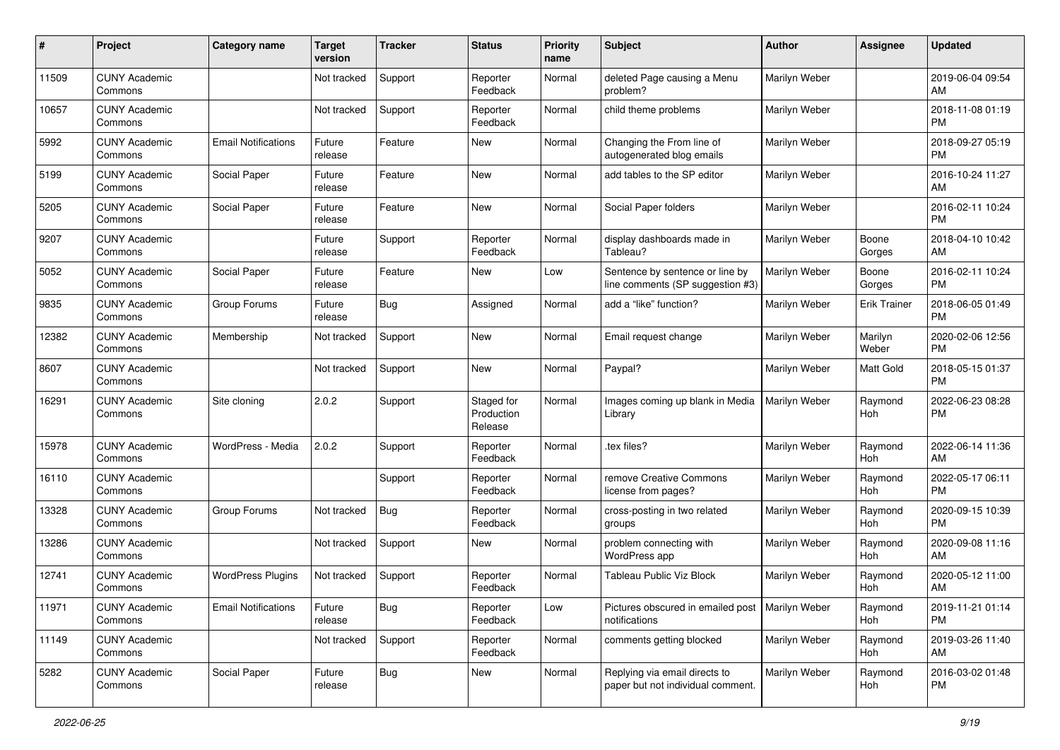| # | Project | Category name | Target version | Tracker | Status | Priority name | Subject | Author | Assignee | Updated |
|---|---|---|---|---|---|---|---|---|---|---|
| 11509 | CUNY Academic Commons | | Not tracked | Support | Reporter Feedback | Normal | deleted Page causing a Menu problem? | Marilyn Weber | | 2019-06-04 09:54 AM |
| 10657 | CUNY Academic Commons | | Not tracked | Support | Reporter Feedback | Normal | child theme problems | Marilyn Weber | | 2018-11-08 01:19 PM |
| 5992 | CUNY Academic Commons | Email Notifications | Future release | Feature | New | Normal | Changing the From line of autogenerated blog emails | Marilyn Weber | | 2018-09-27 05:19 PM |
| 5199 | CUNY Academic Commons | Social Paper | Future release | Feature | New | Normal | add tables to the SP editor | Marilyn Weber | | 2016-10-24 11:27 AM |
| 5205 | CUNY Academic Commons | Social Paper | Future release | Feature | New | Normal | Social Paper folders | Marilyn Weber | | 2016-02-11 10:24 PM |
| 9207 | CUNY Academic Commons | | Future release | Support | Reporter Feedback | Normal | display dashboards made in Tableau? | Marilyn Weber | Boone Gorges | 2018-04-10 10:42 AM |
| 5052 | CUNY Academic Commons | Social Paper | Future release | Feature | New | Low | Sentence by sentence or line by line comments (SP suggestion #3) | Marilyn Weber | Boone Gorges | 2016-02-11 10:24 PM |
| 9835 | CUNY Academic Commons | Group Forums | Future release | Bug | Assigned | Normal | add a "like" function? | Marilyn Weber | Erik Trainer | 2018-06-05 01:49 PM |
| 12382 | CUNY Academic Commons | Membership | Not tracked | Support | New | Normal | Email request change | Marilyn Weber | Marilyn Weber | 2020-02-06 12:56 PM |
| 8607 | CUNY Academic Commons | | Not tracked | Support | New | Normal | Paypal? | Marilyn Weber | Matt Gold | 2018-05-15 01:37 PM |
| 16291 | CUNY Academic Commons | Site cloning | 2.0.2 | Support | Staged for Production Release | Normal | Images coming up blank in Media Library | Marilyn Weber | Raymond Hoh | 2022-06-23 08:28 PM |
| 15978 | CUNY Academic Commons | WordPress - Media | 2.0.2 | Support | Reporter Feedback | Normal | .tex files? | Marilyn Weber | Raymond Hoh | 2022-06-14 11:36 AM |
| 16110 | CUNY Academic Commons | | | Support | Reporter Feedback | Normal | remove Creative Commons license from pages? | Marilyn Weber | Raymond Hoh | 2022-05-17 06:11 PM |
| 13328 | CUNY Academic Commons | Group Forums | Not tracked | Bug | Reporter Feedback | Normal | cross-posting in two related groups | Marilyn Weber | Raymond Hoh | 2020-09-15 10:39 PM |
| 13286 | CUNY Academic Commons | | Not tracked | Support | New | Normal | problem connecting with WordPress app | Marilyn Weber | Raymond Hoh | 2020-09-08 11:16 AM |
| 12741 | CUNY Academic Commons | WordPress Plugins | Not tracked | Support | Reporter Feedback | Normal | Tableau Public Viz Block | Marilyn Weber | Raymond Hoh | 2020-05-12 11:00 AM |
| 11971 | CUNY Academic Commons | Email Notifications | Future release | Bug | Reporter Feedback | Low | Pictures obscured in emailed post notifications | Marilyn Weber | Raymond Hoh | 2019-11-21 01:14 PM |
| 11149 | CUNY Academic Commons | | Not tracked | Support | Reporter Feedback | Normal | comments getting blocked | Marilyn Weber | Raymond Hoh | 2019-03-26 11:40 AM |
| 5282 | CUNY Academic Commons | Social Paper | Future release | Bug | New | Normal | Replying via email directs to paper but not individual comment. | Marilyn Weber | Raymond Hoh | 2016-03-02 01:48 PM |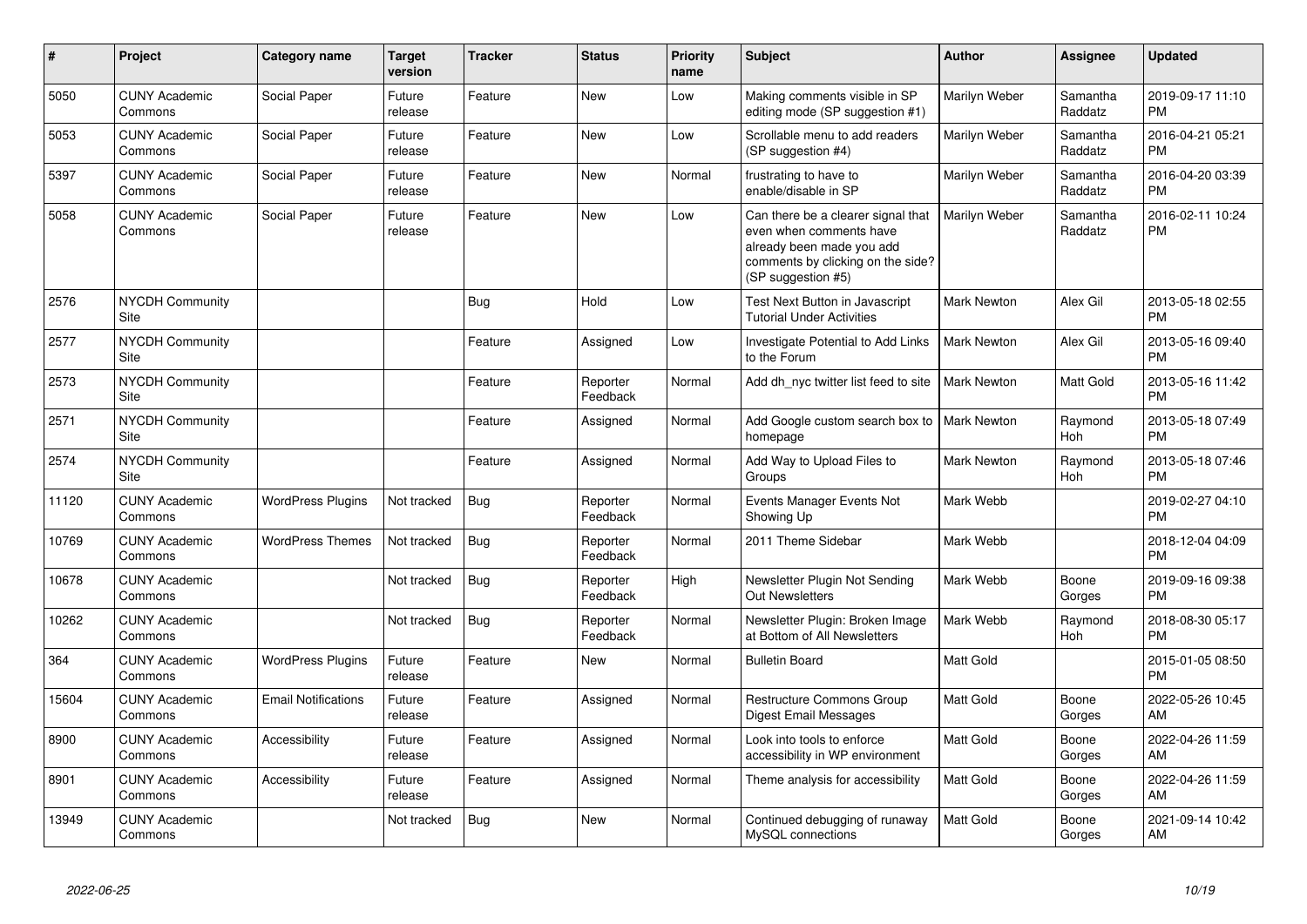| # | Project | Category name | Target version | Tracker | Status | Priority name | Subject | Author | Assignee | Updated |
|---|---|---|---|---|---|---|---|---|---|---|
| 5050 | CUNY Academic Commons | Social Paper | Future release | Feature | New | Low | Making comments visible in SP editing mode (SP suggestion #1) | Marilyn Weber | Samantha Raddatz | 2019-09-17 11:10 PM |
| 5053 | CUNY Academic Commons | Social Paper | Future release | Feature | New | Low | Scrollable menu to add readers (SP suggestion #4) | Marilyn Weber | Samantha Raddatz | 2016-04-21 05:21 PM |
| 5397 | CUNY Academic Commons | Social Paper | Future release | Feature | New | Normal | frustrating to have to enable/disable in SP | Marilyn Weber | Samantha Raddatz | 2016-04-20 03:39 PM |
| 5058 | CUNY Academic Commons | Social Paper | Future release | Feature | New | Low | Can there be a clearer signal that even when comments have already been made you add comments by clicking on the side? (SP suggestion #5) | Marilyn Weber | Samantha Raddatz | 2016-02-11 10:24 PM |
| 2576 | NYCDH Community Site | | | Bug | Hold | Low | Test Next Button in Javascript Tutorial Under Activities | Mark Newton | Alex Gil | 2013-05-18 02:55 PM |
| 2577 | NYCDH Community Site | | | Feature | Assigned | Low | Investigate Potential to Add Links to the Forum | Mark Newton | Alex Gil | 2013-05-16 09:40 PM |
| 2573 | NYCDH Community Site | | | Feature | Reporter Feedback | Normal | Add dh_nyc twitter list feed to site | Mark Newton | Matt Gold | 2013-05-16 11:42 PM |
| 2571 | NYCDH Community Site | | | Feature | Assigned | Normal | Add Google custom search box to homepage | Mark Newton | Raymond Hoh | 2013-05-18 07:49 PM |
| 2574 | NYCDH Community Site | | | Feature | Assigned | Normal | Add Way to Upload Files to Groups | Mark Newton | Raymond Hoh | 2013-05-18 07:46 PM |
| 11120 | CUNY Academic Commons | WordPress Plugins | Not tracked | Bug | Reporter Feedback | Normal | Events Manager Events Not Showing Up | Mark Webb | | 2019-02-27 04:10 PM |
| 10769 | CUNY Academic Commons | WordPress Themes | Not tracked | Bug | Reporter Feedback | Normal | 2011 Theme Sidebar | Mark Webb | | 2018-12-04 04:09 PM |
| 10678 | CUNY Academic Commons | | Not tracked | Bug | Reporter Feedback | High | Newsletter Plugin Not Sending Out Newsletters | Mark Webb | Boone Gorges | 2019-09-16 09:38 PM |
| 10262 | CUNY Academic Commons | | Not tracked | Bug | Reporter Feedback | Normal | Newsletter Plugin: Broken Image at Bottom of All Newsletters | Mark Webb | Raymond Hoh | 2018-08-30 05:17 PM |
| 364 | CUNY Academic Commons | WordPress Plugins | Future release | Feature | New | Normal | Bulletin Board | Matt Gold | | 2015-01-05 08:50 PM |
| 15604 | CUNY Academic Commons | Email Notifications | Future release | Feature | Assigned | Normal | Restructure Commons Group Digest Email Messages | Matt Gold | Boone Gorges | 2022-05-26 10:45 AM |
| 8900 | CUNY Academic Commons | Accessibility | Future release | Feature | Assigned | Normal | Look into tools to enforce accessibility in WP environment | Matt Gold | Boone Gorges | 2022-04-26 11:59 AM |
| 8901 | CUNY Academic Commons | Accessibility | Future release | Feature | Assigned | Normal | Theme analysis for accessibility | Matt Gold | Boone Gorges | 2022-04-26 11:59 AM |
| 13949 | CUNY Academic Commons | | Not tracked | Bug | New | Normal | Continued debugging of runaway MySQL connections | Matt Gold | Boone Gorges | 2021-09-14 10:42 AM |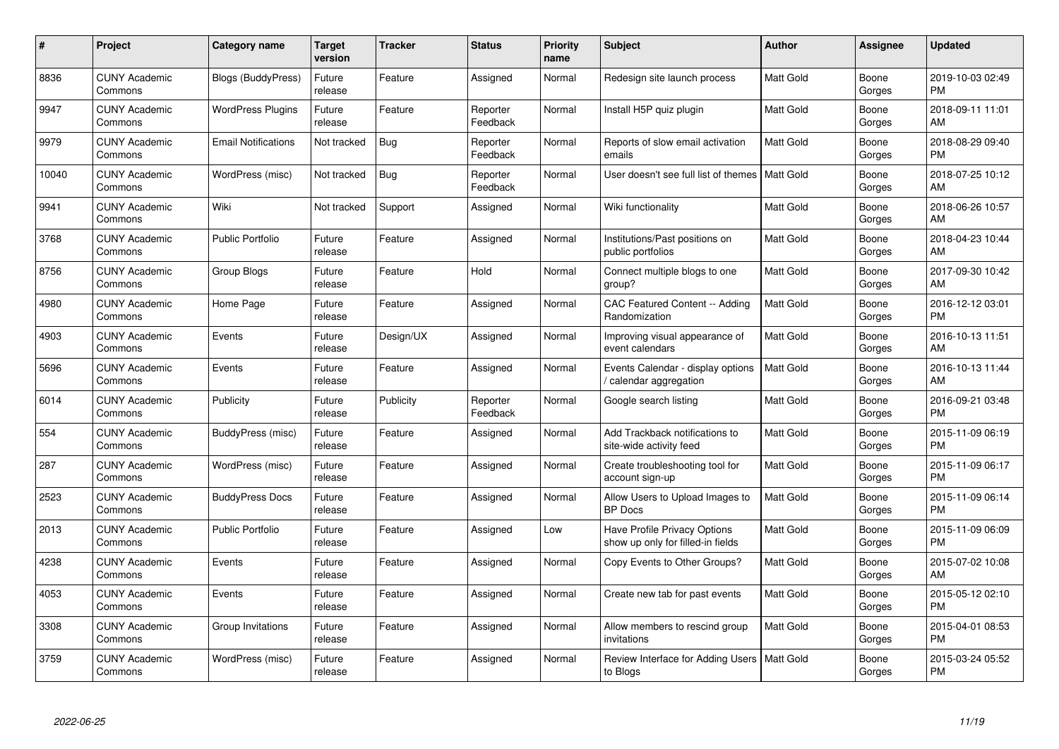| # | Project | Category name | Target version | Tracker | Status | Priority name | Subject | Author | Assignee | Updated |
| --- | --- | --- | --- | --- | --- | --- | --- | --- | --- | --- |
| 8836 | CUNY Academic Commons | Blogs (BuddyPress) | Future release | Feature | Assigned | Normal | Redesign site launch process | Matt Gold | Boone Gorges | 2019-10-03 02:49 PM |
| 9947 | CUNY Academic Commons | WordPress Plugins | Future release | Feature | Reporter Feedback | Normal | Install H5P quiz plugin | Matt Gold | Boone Gorges | 2018-09-11 11:01 AM |
| 9979 | CUNY Academic Commons | Email Notifications | Not tracked | Bug | Reporter Feedback | Normal | Reports of slow email activation emails | Matt Gold | Boone Gorges | 2018-08-29 09:40 PM |
| 10040 | CUNY Academic Commons | WordPress (misc) | Not tracked | Bug | Reporter Feedback | Normal | User doesn't see full list of themes | Matt Gold | Boone Gorges | 2018-07-25 10:12 AM |
| 9941 | CUNY Academic Commons | Wiki | Not tracked | Support | Assigned | Normal | Wiki functionality | Matt Gold | Boone Gorges | 2018-06-26 10:57 AM |
| 3768 | CUNY Academic Commons | Public Portfolio | Future release | Feature | Assigned | Normal | Institutions/Past positions on public portfolios | Matt Gold | Boone Gorges | 2018-04-23 10:44 AM |
| 8756 | CUNY Academic Commons | Group Blogs | Future release | Feature | Hold | Normal | Connect multiple blogs to one group? | Matt Gold | Boone Gorges | 2017-09-30 10:42 AM |
| 4980 | CUNY Academic Commons | Home Page | Future release | Feature | Assigned | Normal | CAC Featured Content -- Adding Randomization | Matt Gold | Boone Gorges | 2016-12-12 03:01 PM |
| 4903 | CUNY Academic Commons | Events | Future release | Design/UX | Assigned | Normal | Improving visual appearance of event calendars | Matt Gold | Boone Gorges | 2016-10-13 11:51 AM |
| 5696 | CUNY Academic Commons | Events | Future release | Feature | Assigned | Normal | Events Calendar - display options / calendar aggregation | Matt Gold | Boone Gorges | 2016-10-13 11:44 AM |
| 6014 | CUNY Academic Commons | Publicity | Future release | Publicity | Reporter Feedback | Normal | Google search listing | Matt Gold | Boone Gorges | 2016-09-21 03:48 PM |
| 554 | CUNY Academic Commons | BuddyPress (misc) | Future release | Feature | Assigned | Normal | Add Trackback notifications to site-wide activity feed | Matt Gold | Boone Gorges | 2015-11-09 06:19 PM |
| 287 | CUNY Academic Commons | WordPress (misc) | Future release | Feature | Assigned | Normal | Create troubleshooting tool for account sign-up | Matt Gold | Boone Gorges | 2015-11-09 06:17 PM |
| 2523 | CUNY Academic Commons | BuddyPress Docs | Future release | Feature | Assigned | Normal | Allow Users to Upload Images to BP Docs | Matt Gold | Boone Gorges | 2015-11-09 06:14 PM |
| 2013 | CUNY Academic Commons | Public Portfolio | Future release | Feature | Assigned | Low | Have Profile Privacy Options show up only for filled-in fields | Matt Gold | Boone Gorges | 2015-11-09 06:09 PM |
| 4238 | CUNY Academic Commons | Events | Future release | Feature | Assigned | Normal | Copy Events to Other Groups? | Matt Gold | Boone Gorges | 2015-07-02 10:08 AM |
| 4053 | CUNY Academic Commons | Events | Future release | Feature | Assigned | Normal | Create new tab for past events | Matt Gold | Boone Gorges | 2015-05-12 02:10 PM |
| 3308 | CUNY Academic Commons | Group Invitations | Future release | Feature | Assigned | Normal | Allow members to rescind group invitations | Matt Gold | Boone Gorges | 2015-04-01 08:53 PM |
| 3759 | CUNY Academic Commons | WordPress (misc) | Future release | Feature | Assigned | Normal | Review Interface for Adding Users to Blogs | Matt Gold | Boone Gorges | 2015-03-24 05:52 PM |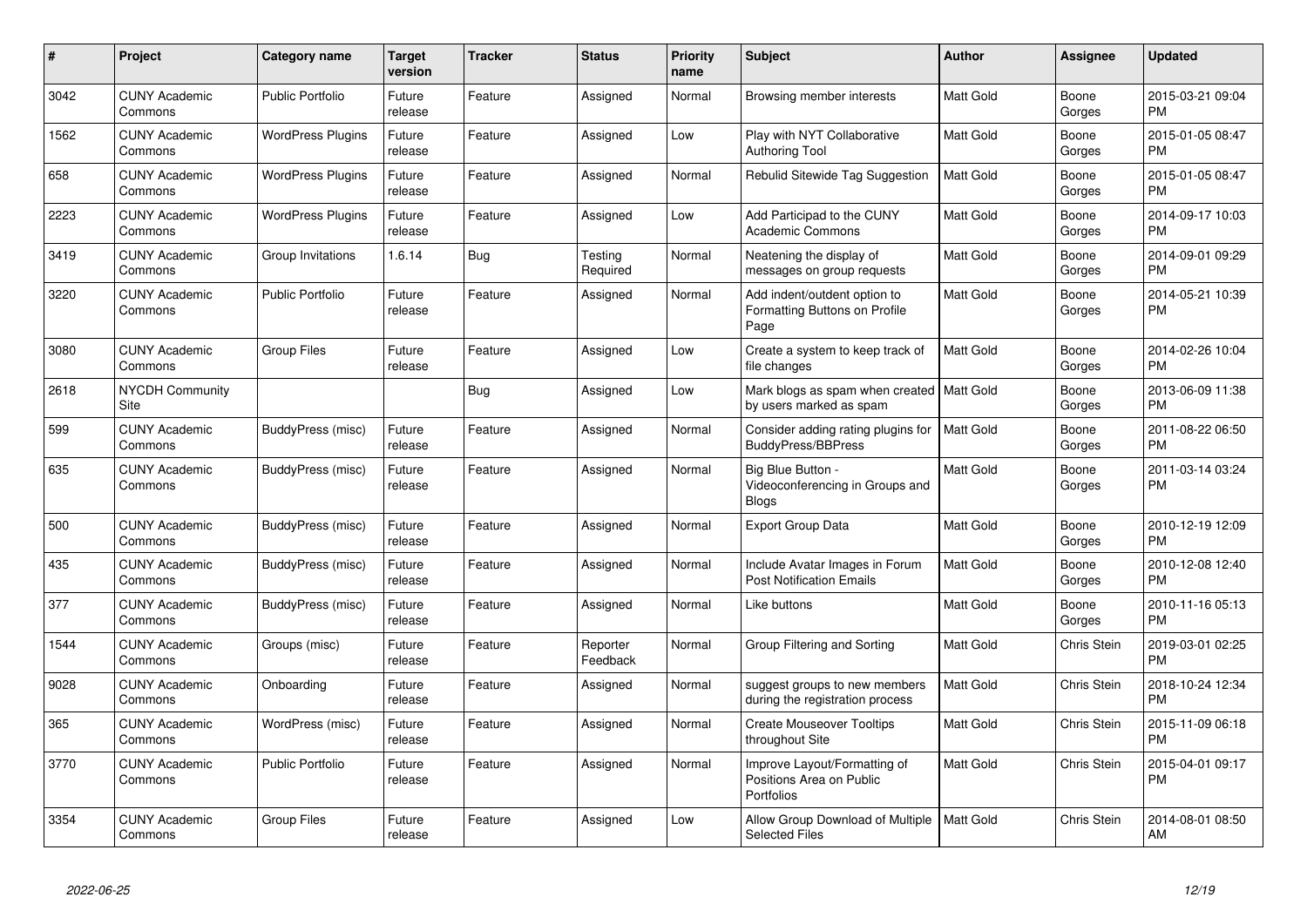| # | Project | Category name | Target version | Tracker | Status | Priority name | Subject | Author | Assignee | Updated |
|---|---|---|---|---|---|---|---|---|---|---|
| 3042 | CUNY Academic Commons | Public Portfolio | Future release | Feature | Assigned | Normal | Browsing member interests | Matt Gold | Boone Gorges | 2015-03-21 09:04 PM |
| 1562 | CUNY Academic Commons | WordPress Plugins | Future release | Feature | Assigned | Low | Play with NYT Collaborative Authoring Tool | Matt Gold | Boone Gorges | 2015-01-05 08:47 PM |
| 658 | CUNY Academic Commons | WordPress Plugins | Future release | Feature | Assigned | Normal | Rebulid Sitewide Tag Suggestion | Matt Gold | Boone Gorges | 2015-01-05 08:47 PM |
| 2223 | CUNY Academic Commons | WordPress Plugins | Future release | Feature | Assigned | Low | Add Participad to the CUNY Academic Commons | Matt Gold | Boone Gorges | 2014-09-17 10:03 PM |
| 3419 | CUNY Academic Commons | Group Invitations | 1.6.14 | Bug | Testing Required | Normal | Neatening the display of messages on group requests | Matt Gold | Boone Gorges | 2014-09-01 09:29 PM |
| 3220 | CUNY Academic Commons | Public Portfolio | Future release | Feature | Assigned | Normal | Add indent/outdent option to Formatting Buttons on Profile Page | Matt Gold | Boone Gorges | 2014-05-21 10:39 PM |
| 3080 | CUNY Academic Commons | Group Files | Future release | Feature | Assigned | Low | Create a system to keep track of file changes | Matt Gold | Boone Gorges | 2014-02-26 10:04 PM |
| 2618 | NYCDH Community Site | | | Bug | Assigned | Low | Mark blogs as spam when created by users marked as spam | Matt Gold | Boone Gorges | 2013-06-09 11:38 PM |
| 599 | CUNY Academic Commons | BuddyPress (misc) | Future release | Feature | Assigned | Normal | Consider adding rating plugins for BuddyPress/BBPress | Matt Gold | Boone Gorges | 2011-08-22 06:50 PM |
| 635 | CUNY Academic Commons | BuddyPress (misc) | Future release | Feature | Assigned | Normal | Big Blue Button - Videoconferencing in Groups and Blogs | Matt Gold | Boone Gorges | 2011-03-14 03:24 PM |
| 500 | CUNY Academic Commons | BuddyPress (misc) | Future release | Feature | Assigned | Normal | Export Group Data | Matt Gold | Boone Gorges | 2010-12-19 12:09 PM |
| 435 | CUNY Academic Commons | BuddyPress (misc) | Future release | Feature | Assigned | Normal | Include Avatar Images in Forum Post Notification Emails | Matt Gold | Boone Gorges | 2010-12-08 12:40 PM |
| 377 | CUNY Academic Commons | BuddyPress (misc) | Future release | Feature | Assigned | Normal | Like buttons | Matt Gold | Boone Gorges | 2010-11-16 05:13 PM |
| 1544 | CUNY Academic Commons | Groups (misc) | Future release | Feature | Reporter Feedback | Normal | Group Filtering and Sorting | Matt Gold | Chris Stein | 2019-03-01 02:25 PM |
| 9028 | CUNY Academic Commons | Onboarding | Future release | Feature | Assigned | Normal | suggest groups to new members during the registration process | Matt Gold | Chris Stein | 2018-10-24 12:34 PM |
| 365 | CUNY Academic Commons | WordPress (misc) | Future release | Feature | Assigned | Normal | Create Mouseover Tooltips throughout Site | Matt Gold | Chris Stein | 2015-11-09 06:18 PM |
| 3770 | CUNY Academic Commons | Public Portfolio | Future release | Feature | Assigned | Normal | Improve Layout/Formatting of Positions Area on Public Portfolios | Matt Gold | Chris Stein | 2015-04-01 09:17 PM |
| 3354 | CUNY Academic Commons | Group Files | Future release | Feature | Assigned | Low | Allow Group Download of Multiple Selected Files | Matt Gold | Chris Stein | 2014-08-01 08:50 AM |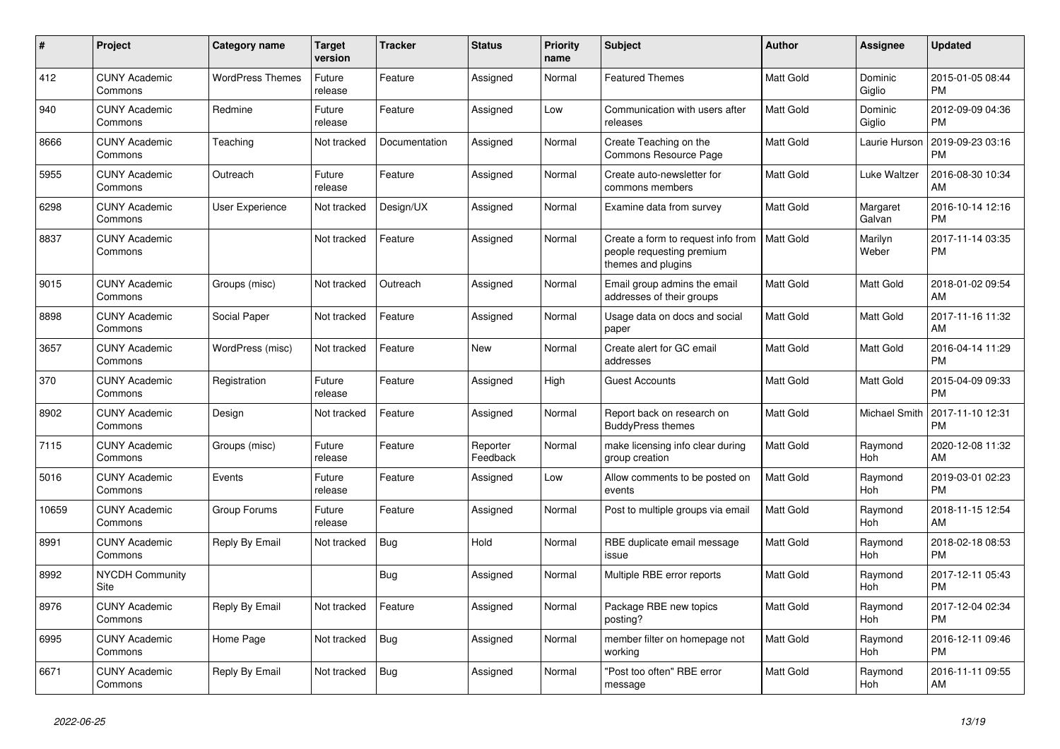| # | Project | Category name | Target version | Tracker | Status | Priority name | Subject | Author | Assignee | Updated |
|---|---|---|---|---|---|---|---|---|---|---|
| 412 | CUNY Academic Commons | WordPress Themes | Future release | Feature | Assigned | Normal | Featured Themes | Matt Gold | Dominic Giglio | 2015-01-05 08:44 PM |
| 940 | CUNY Academic Commons | Redmine | Future release | Feature | Assigned | Low | Communication with users after releases | Matt Gold | Dominic Giglio | 2012-09-09 04:36 PM |
| 8666 | CUNY Academic Commons | Teaching | Not tracked | Documentation | Assigned | Normal | Create Teaching on the Commons Resource Page | Matt Gold | Laurie Hurson | 2019-09-23 03:16 PM |
| 5955 | CUNY Academic Commons | Outreach | Future release | Feature | Assigned | Normal | Create auto-newsletter for commons members | Matt Gold | Luke Waltzer | 2016-08-30 10:34 AM |
| 6298 | CUNY Academic Commons | User Experience | Not tracked | Design/UX | Assigned | Normal | Examine data from survey | Matt Gold | Margaret Galvan | 2016-10-14 12:16 PM |
| 8837 | CUNY Academic Commons | | Not tracked | Feature | Assigned | Normal | Create a form to request info from people requesting premium themes and plugins | Matt Gold | Marilyn Weber | 2017-11-14 03:35 PM |
| 9015 | CUNY Academic Commons | Groups (misc) | Not tracked | Outreach | Assigned | Normal | Email group admins the email addresses of their groups | Matt Gold | Matt Gold | 2018-01-02 09:54 AM |
| 8898 | CUNY Academic Commons | Social Paper | Not tracked | Feature | Assigned | Normal | Usage data on docs and social paper | Matt Gold | Matt Gold | 2017-11-16 11:32 AM |
| 3657 | CUNY Academic Commons | WordPress (misc) | Not tracked | Feature | New | Normal | Create alert for GC email addresses | Matt Gold | Matt Gold | 2016-04-14 11:29 PM |
| 370 | CUNY Academic Commons | Registration | Future release | Feature | Assigned | High | Guest Accounts | Matt Gold | Matt Gold | 2015-04-09 09:33 PM |
| 8902 | CUNY Academic Commons | Design | Not tracked | Feature | Assigned | Normal | Report back on research on BuddyPress themes | Matt Gold | Michael Smith | 2017-11-10 12:31 PM |
| 7115 | CUNY Academic Commons | Groups (misc) | Future release | Feature | Reporter Feedback | Normal | make licensing info clear during group creation | Matt Gold | Raymond Hoh | 2020-12-08 11:32 AM |
| 5016 | CUNY Academic Commons | Events | Future release | Feature | Assigned | Low | Allow comments to be posted on events | Matt Gold | Raymond Hoh | 2019-03-01 02:23 PM |
| 10659 | CUNY Academic Commons | Group Forums | Future release | Feature | Assigned | Normal | Post to multiple groups via email | Matt Gold | Raymond Hoh | 2018-11-15 12:54 AM |
| 8991 | CUNY Academic Commons | Reply By Email | Not tracked | Bug | Hold | Normal | RBE duplicate email message issue | Matt Gold | Raymond Hoh | 2018-02-18 08:53 PM |
| 8992 | NYCDH Community Site | | | Bug | Assigned | Normal | Multiple RBE error reports | Matt Gold | Raymond Hoh | 2017-12-11 05:43 PM |
| 8976 | CUNY Academic Commons | Reply By Email | Not tracked | Feature | Assigned | Normal | Package RBE new topics posting? | Matt Gold | Raymond Hoh | 2017-12-04 02:34 PM |
| 6995 | CUNY Academic Commons | Home Page | Not tracked | Bug | Assigned | Normal | member filter on homepage not working | Matt Gold | Raymond Hoh | 2016-12-11 09:46 PM |
| 6671 | CUNY Academic Commons | Reply By Email | Not tracked | Bug | Assigned | Normal | "Post too often" RBE error message | Matt Gold | Raymond Hoh | 2016-11-11 09:55 AM |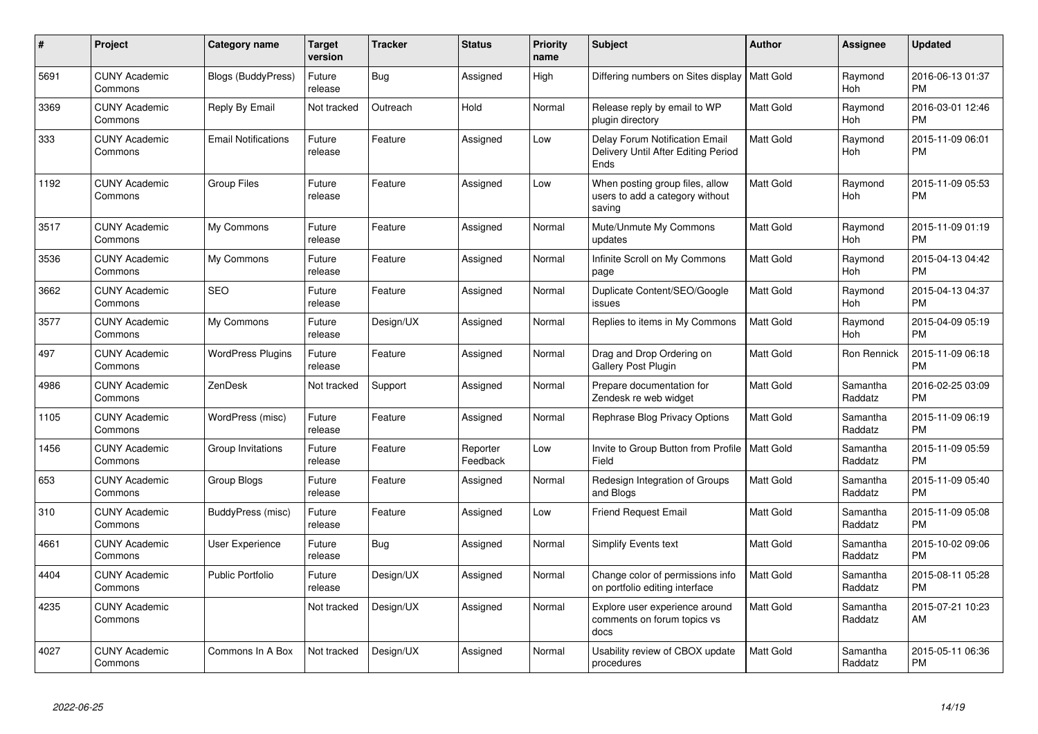| # | Project | Category name | Target version | Tracker | Status | Priority name | Subject | Author | Assignee | Updated |
|---|---|---|---|---|---|---|---|---|---|---|
| 5691 | CUNY Academic Commons | Blogs (BuddyPress) | Future release | Bug | Assigned | High | Differing numbers on Sites display | Matt Gold | Raymond Hoh | 2016-06-13 01:37 PM |
| 3369 | CUNY Academic Commons | Reply By Email | Not tracked | Outreach | Hold | Normal | Release reply by email to WP plugin directory | Matt Gold | Raymond Hoh | 2016-03-01 12:46 PM |
| 333 | CUNY Academic Commons | Email Notifications | Future release | Feature | Assigned | Low | Delay Forum Notification Email Delivery Until After Editing Period Ends | Matt Gold | Raymond Hoh | 2015-11-09 06:01 PM |
| 1192 | CUNY Academic Commons | Group Files | Future release | Feature | Assigned | Low | When posting group files, allow users to add a category without saving | Matt Gold | Raymond Hoh | 2015-11-09 05:53 PM |
| 3517 | CUNY Academic Commons | My Commons | Future release | Feature | Assigned | Normal | Mute/Unmute My Commons updates | Matt Gold | Raymond Hoh | 2015-11-09 01:19 PM |
| 3536 | CUNY Academic Commons | My Commons | Future release | Feature | Assigned | Normal | Infinite Scroll on My Commons page | Matt Gold | Raymond Hoh | 2015-04-13 04:42 PM |
| 3662 | CUNY Academic Commons | SEO | Future release | Feature | Assigned | Normal | Duplicate Content/SEO/Google issues | Matt Gold | Raymond Hoh | 2015-04-13 04:37 PM |
| 3577 | CUNY Academic Commons | My Commons | Future release | Design/UX | Assigned | Normal | Replies to items in My Commons | Matt Gold | Raymond Hoh | 2015-04-09 05:19 PM |
| 497 | CUNY Academic Commons | WordPress Plugins | Future release | Feature | Assigned | Normal | Drag and Drop Ordering on Gallery Post Plugin | Matt Gold | Ron Rennick | 2015-11-09 06:18 PM |
| 4986 | CUNY Academic Commons | ZenDesk | Not tracked | Support | Assigned | Normal | Prepare documentation for Zendesk re web widget | Matt Gold | Samantha Raddatz | 2016-02-25 03:09 PM |
| 1105 | CUNY Academic Commons | WordPress (misc) | Future release | Feature | Assigned | Normal | Rephrase Blog Privacy Options | Matt Gold | Samantha Raddatz | 2015-11-09 06:19 PM |
| 1456 | CUNY Academic Commons | Group Invitations | Future release | Feature | Reporter Feedback | Low | Invite to Group Button from Profile Field | Matt Gold | Samantha Raddatz | 2015-11-09 05:59 PM |
| 653 | CUNY Academic Commons | Group Blogs | Future release | Feature | Assigned | Normal | Redesign Integration of Groups and Blogs | Matt Gold | Samantha Raddatz | 2015-11-09 05:40 PM |
| 310 | CUNY Academic Commons | BuddyPress (misc) | Future release | Feature | Assigned | Low | Friend Request Email | Matt Gold | Samantha Raddatz | 2015-11-09 05:08 PM |
| 4661 | CUNY Academic Commons | User Experience | Future release | Bug | Assigned | Normal | Simplify Events text | Matt Gold | Samantha Raddatz | 2015-10-02 09:06 PM |
| 4404 | CUNY Academic Commons | Public Portfolio | Future release | Design/UX | Assigned | Normal | Change color of permissions info on portfolio editing interface | Matt Gold | Samantha Raddatz | 2015-08-11 05:28 PM |
| 4235 | CUNY Academic Commons | | Not tracked | Design/UX | Assigned | Normal | Explore user experience around comments on forum topics vs docs | Matt Gold | Samantha Raddatz | 2015-07-21 10:23 AM |
| 4027 | CUNY Academic Commons | Commons In A Box | Not tracked | Design/UX | Assigned | Normal | Usability review of CBOX update procedures | Matt Gold | Samantha Raddatz | 2015-05-11 06:36 PM |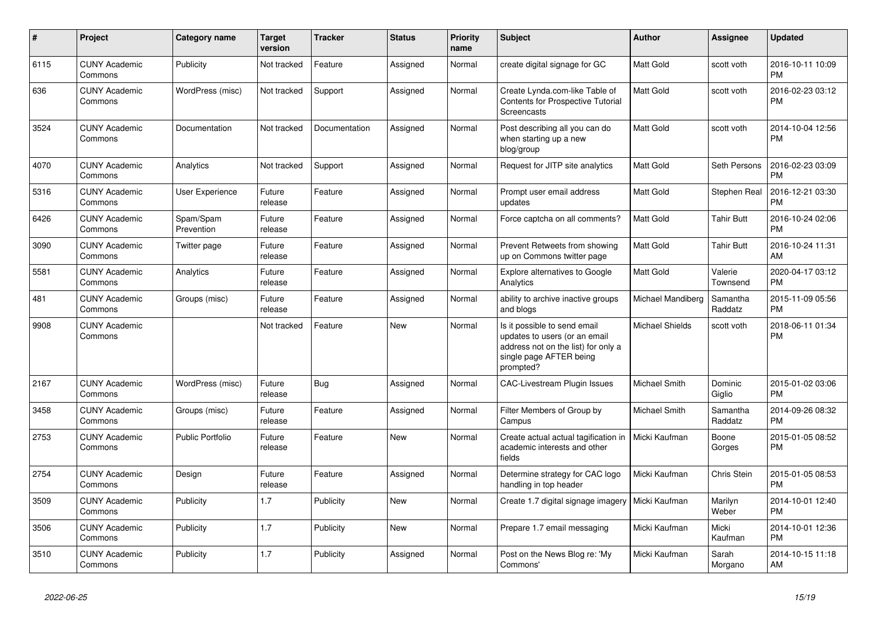| # | Project | Category name | Target version | Tracker | Status | Priority name | Subject | Author | Assignee | Updated |
|---|---|---|---|---|---|---|---|---|---|---|
| 6115 | CUNY Academic Commons | Publicity | Not tracked | Feature | Assigned | Normal | create digital signage for GC | Matt Gold | scott voth | 2016-10-11 10:09 PM |
| 636 | CUNY Academic Commons | WordPress (misc) | Not tracked | Support | Assigned | Normal | Create Lynda.com-like Table of Contents for Prospective Tutorial Screencasts | Matt Gold | scott voth | 2016-02-23 03:12 PM |
| 3524 | CUNY Academic Commons | Documentation | Not tracked | Documentation | Assigned | Normal | Post describing all you can do when starting up a new blog/group | Matt Gold | scott voth | 2014-10-04 12:56 PM |
| 4070 | CUNY Academic Commons | Analytics | Not tracked | Support | Assigned | Normal | Request for JITP site analytics | Matt Gold | Seth Persons | 2016-02-23 03:09 PM |
| 5316 | CUNY Academic Commons | User Experience | Future release | Feature | Assigned | Normal | Prompt user email address updates | Matt Gold | Stephen Real | 2016-12-21 03:30 PM |
| 6426 | CUNY Academic Commons | Spam/Spam Prevention | Future release | Feature | Assigned | Normal | Force captcha on all comments? | Matt Gold | Tahir Butt | 2016-10-24 02:06 PM |
| 3090 | CUNY Academic Commons | Twitter page | Future release | Feature | Assigned | Normal | Prevent Retweets from showing up on Commons twitter page | Matt Gold | Tahir Butt | 2016-10-24 11:31 AM |
| 5581 | CUNY Academic Commons | Analytics | Future release | Feature | Assigned | Normal | Explore alternatives to Google Analytics | Matt Gold | Valerie Townsend | 2020-04-17 03:12 PM |
| 481 | CUNY Academic Commons | Groups (misc) | Future release | Feature | Assigned | Normal | ability to archive inactive groups and blogs | Michael Mandiberg | Samantha Raddatz | 2015-11-09 05:56 PM |
| 9908 | CUNY Academic Commons | | Not tracked | Feature | New | Normal | Is it possible to send email updates to users (or an email address not on the list) for only a single page AFTER being prompted? | Michael Shields | scott voth | 2018-06-11 01:34 PM |
| 2167 | CUNY Academic Commons | WordPress (misc) | Future release | Bug | Assigned | Normal | CAC-Livestream Plugin Issues | Michael Smith | Dominic Giglio | 2015-01-02 03:06 PM |
| 3458 | CUNY Academic Commons | Groups (misc) | Future release | Feature | Assigned | Normal | Filter Members of Group by Campus | Michael Smith | Samantha Raddatz | 2014-09-26 08:32 PM |
| 2753 | CUNY Academic Commons | Public Portfolio | Future release | Feature | New | Normal | Create actual actual tagification in academic interests and other fields | Micki Kaufman | Boone Gorges | 2015-01-05 08:52 PM |
| 2754 | CUNY Academic Commons | Design | Future release | Feature | Assigned | Normal | Determine strategy for CAC logo handling in top header | Micki Kaufman | Chris Stein | 2015-01-05 08:53 PM |
| 3509 | CUNY Academic Commons | Publicity | 1.7 | Publicity | New | Normal | Create 1.7 digital signage imagery | Micki Kaufman | Marilyn Weber | 2014-10-01 12:40 PM |
| 3506 | CUNY Academic Commons | Publicity | 1.7 | Publicity | New | Normal | Prepare 1.7 email messaging | Micki Kaufman | Micki Kaufman | 2014-10-01 12:36 PM |
| 3510 | CUNY Academic Commons | Publicity | 1.7 | Publicity | Assigned | Normal | Post on the News Blog re: 'My Commons' | Micki Kaufman | Sarah Morgano | 2014-10-15 11:18 AM |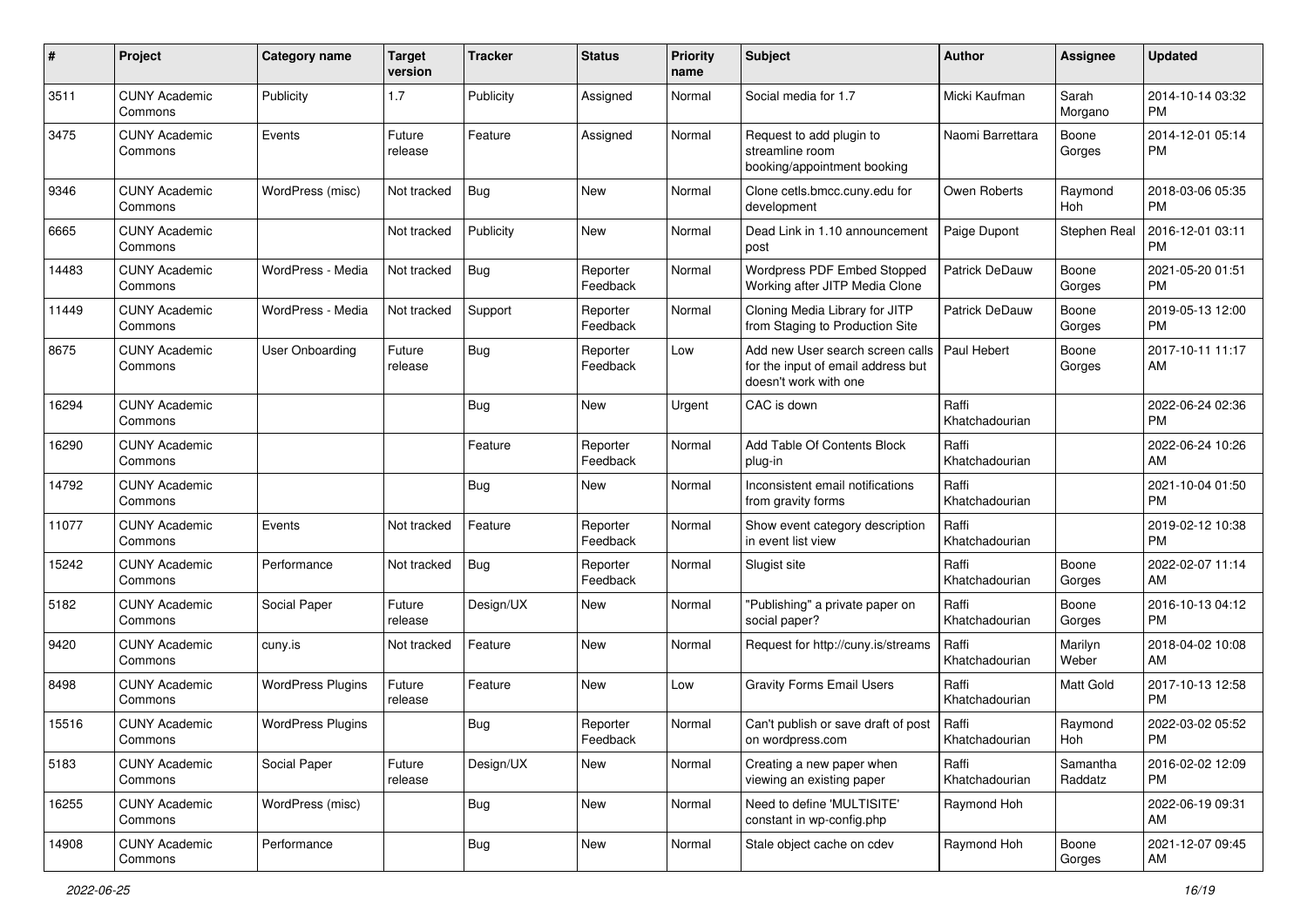| # | Project | Category name | Target version | Tracker | Status | Priority name | Subject | Author | Assignee | Updated |
|---|---|---|---|---|---|---|---|---|---|---|
| 3511 | CUNY Academic Commons | Publicity | 1.7 | Publicity | Assigned | Normal | Social media for 1.7 | Micki Kaufman | Sarah Morgano | 2014-10-14 03:32 PM |
| 3475 | CUNY Academic Commons | Events | Future release | Feature | Assigned | Normal | Request to add plugin to streamline room booking/appointment booking | Naomi Barrettara | Boone Gorges | 2014-12-01 05:14 PM |
| 9346 | CUNY Academic Commons | WordPress (misc) | Not tracked | Bug | New | Normal | Clone cetls.bmcc.cuny.edu for development | Owen Roberts | Raymond Hoh | 2018-03-06 05:35 PM |
| 6665 | CUNY Academic Commons | | Not tracked | Publicity | New | Normal | Dead Link in 1.10 announcement post | Paige Dupont | Stephen Real | 2016-12-01 03:11 PM |
| 14483 | CUNY Academic Commons | WordPress - Media | Not tracked | Bug | Reporter Feedback | Normal | Wordpress PDF Embed Stopped Working after JITP Media Clone | Patrick DeDauw | Boone Gorges | 2021-05-20 01:51 PM |
| 11449 | CUNY Academic Commons | WordPress - Media | Not tracked | Support | Reporter Feedback | Normal | Cloning Media Library for JITP from Staging to Production Site | Patrick DeDauw | Boone Gorges | 2019-05-13 12:00 PM |
| 8675 | CUNY Academic Commons | User Onboarding | Future release | Bug | Reporter Feedback | Low | Add new User search screen calls for the input of email address but doesn't work with one | Paul Hebert | Boone Gorges | 2017-10-11 11:17 AM |
| 16294 | CUNY Academic Commons | | | Bug | New | Urgent | CAC is down | Raffi Khatchadourian | | 2022-06-24 02:36 PM |
| 16290 | CUNY Academic Commons | | | Feature | Reporter Feedback | Normal | Add Table Of Contents Block plug-in | Raffi Khatchadourian | | 2022-06-24 10:26 AM |
| 14792 | CUNY Academic Commons | | | Bug | New | Normal | Inconsistent email notifications from gravity forms | Raffi Khatchadourian | | 2021-10-04 01:50 PM |
| 11077 | CUNY Academic Commons | Events | Not tracked | Feature | Reporter Feedback | Normal | Show event category description in event list view | Raffi Khatchadourian | | 2019-02-12 10:38 PM |
| 15242 | CUNY Academic Commons | Performance | Not tracked | Bug | Reporter Feedback | Normal | Slugist site | Raffi Khatchadourian | Boone Gorges | 2022-02-07 11:14 AM |
| 5182 | CUNY Academic Commons | Social Paper | Future release | Design/UX | New | Normal | "Publishing" a private paper on social paper? | Raffi Khatchadourian | Boone Gorges | 2016-10-13 04:12 PM |
| 9420 | CUNY Academic Commons | cuny.is | Not tracked | Feature | New | Normal | Request for http://cuny.is/streams | Raffi Khatchadourian | Marilyn Weber | 2018-04-02 10:08 AM |
| 8498 | CUNY Academic Commons | WordPress Plugins | Future release | Feature | New | Low | Gravity Forms Email Users | Raffi Khatchadourian | Matt Gold | 2017-10-13 12:58 PM |
| 15516 | CUNY Academic Commons | WordPress Plugins | | Bug | Reporter Feedback | Normal | Can't publish or save draft of post on wordpress.com | Raffi Khatchadourian | Raymond Hoh | 2022-03-02 05:52 PM |
| 5183 | CUNY Academic Commons | Social Paper | Future release | Design/UX | New | Normal | Creating a new paper when viewing an existing paper | Raffi Khatchadourian | Samantha Raddatz | 2016-02-02 12:09 PM |
| 16255 | CUNY Academic Commons | WordPress (misc) | | Bug | New | Normal | Need to define 'MULTISITE' constant in wp-config.php | Raymond Hoh | | 2022-06-19 09:31 AM |
| 14908 | CUNY Academic Commons | Performance | | Bug | New | Normal | Stale object cache on cdev | Raymond Hoh | Boone Gorges | 2021-12-07 09:45 AM |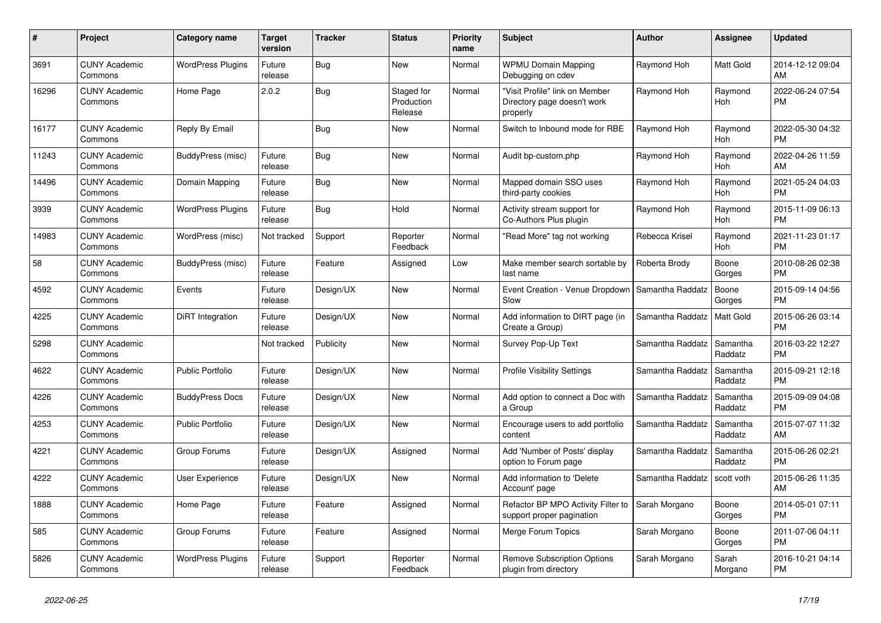| # | Project | Category name | Target version | Tracker | Status | Priority name | Subject | Author | Assignee | Updated |
| --- | --- | --- | --- | --- | --- | --- | --- | --- | --- | --- |
| 3691 | CUNY Academic Commons | WordPress Plugins | Future release | Bug | New | Normal | WPMU Domain Mapping Debugging on cdev | Raymond Hoh | Matt Gold | 2014-12-12 09:04 AM |
| 16296 | CUNY Academic Commons | Home Page | 2.0.2 | Bug | Staged for Production Release | Normal | "Visit Profile" link on Member Directory page doesn't work properly | Raymond Hoh | Raymond Hoh | 2022-06-24 07:54 PM |
| 16177 | CUNY Academic Commons | Reply By Email | | Bug | New | Normal | Switch to Inbound mode for RBE | Raymond Hoh | Raymond Hoh | 2022-05-30 04:32 PM |
| 11243 | CUNY Academic Commons | BuddyPress (misc) | Future release | Bug | New | Normal | Audit bp-custom.php | Raymond Hoh | Raymond Hoh | 2022-04-26 11:59 AM |
| 14496 | CUNY Academic Commons | Domain Mapping | Future release | Bug | New | Normal | Mapped domain SSO uses third-party cookies | Raymond Hoh | Raymond Hoh | 2021-05-24 04:03 PM |
| 3939 | CUNY Academic Commons | WordPress Plugins | Future release | Bug | Hold | Normal | Activity stream support for Co-Authors Plus plugin | Raymond Hoh | Raymond Hoh | 2015-11-09 06:13 PM |
| 14983 | CUNY Academic Commons | WordPress (misc) | Not tracked | Support | Reporter Feedback | Normal | "Read More" tag not working | Rebecca Krisel | Raymond Hoh | 2021-11-23 01:17 PM |
| 58 | CUNY Academic Commons | BuddyPress (misc) | Future release | Feature | Assigned | Low | Make member search sortable by last name | Roberta Brody | Boone Gorges | 2010-08-26 02:38 PM |
| 4592 | CUNY Academic Commons | Events | Future release | Design/UX | New | Normal | Event Creation - Venue Dropdown Slow | Samantha Raddatz | Boone Gorges | 2015-09-14 04:56 PM |
| 4225 | CUNY Academic Commons | DiRT Integration | Future release | Design/UX | New | Normal | Add information to DIRT page (in Create a Group) | Samantha Raddatz | Matt Gold | 2015-06-26 03:14 PM |
| 5298 | CUNY Academic Commons | | Not tracked | Publicity | New | Normal | Survey Pop-Up Text | Samantha Raddatz | Samantha Raddatz | 2016-03-22 12:27 PM |
| 4622 | CUNY Academic Commons | Public Portfolio | Future release | Design/UX | New | Normal | Profile Visibility Settings | Samantha Raddatz | Samantha Raddatz | 2015-09-21 12:18 PM |
| 4226 | CUNY Academic Commons | BuddyPress Docs | Future release | Design/UX | New | Normal | Add option to connect a Doc with a Group | Samantha Raddatz | Samantha Raddatz | 2015-09-09 04:08 PM |
| 4253 | CUNY Academic Commons | Public Portfolio | Future release | Design/UX | New | Normal | Encourage users to add portfolio content | Samantha Raddatz | Samantha Raddatz | 2015-07-07 11:32 AM |
| 4221 | CUNY Academic Commons | Group Forums | Future release | Design/UX | Assigned | Normal | Add 'Number of Posts' display option to Forum page | Samantha Raddatz | Samantha Raddatz | 2015-06-26 02:21 PM |
| 4222 | CUNY Academic Commons | User Experience | Future release | Design/UX | New | Normal | Add information to 'Delete Account' page | Samantha Raddatz | scott voth | 2015-06-26 11:35 AM |
| 1888 | CUNY Academic Commons | Home Page | Future release | Feature | Assigned | Normal | Refactor BP MPO Activity Filter to support proper pagination | Sarah Morgano | Boone Gorges | 2014-05-01 07:11 PM |
| 585 | CUNY Academic Commons | Group Forums | Future release | Feature | Assigned | Normal | Merge Forum Topics | Sarah Morgano | Boone Gorges | 2011-07-06 04:11 PM |
| 5826 | CUNY Academic Commons | WordPress Plugins | Future release | Support | Reporter Feedback | Normal | Remove Subscription Options plugin from directory | Sarah Morgano | Sarah Morgano | 2016-10-21 04:14 PM |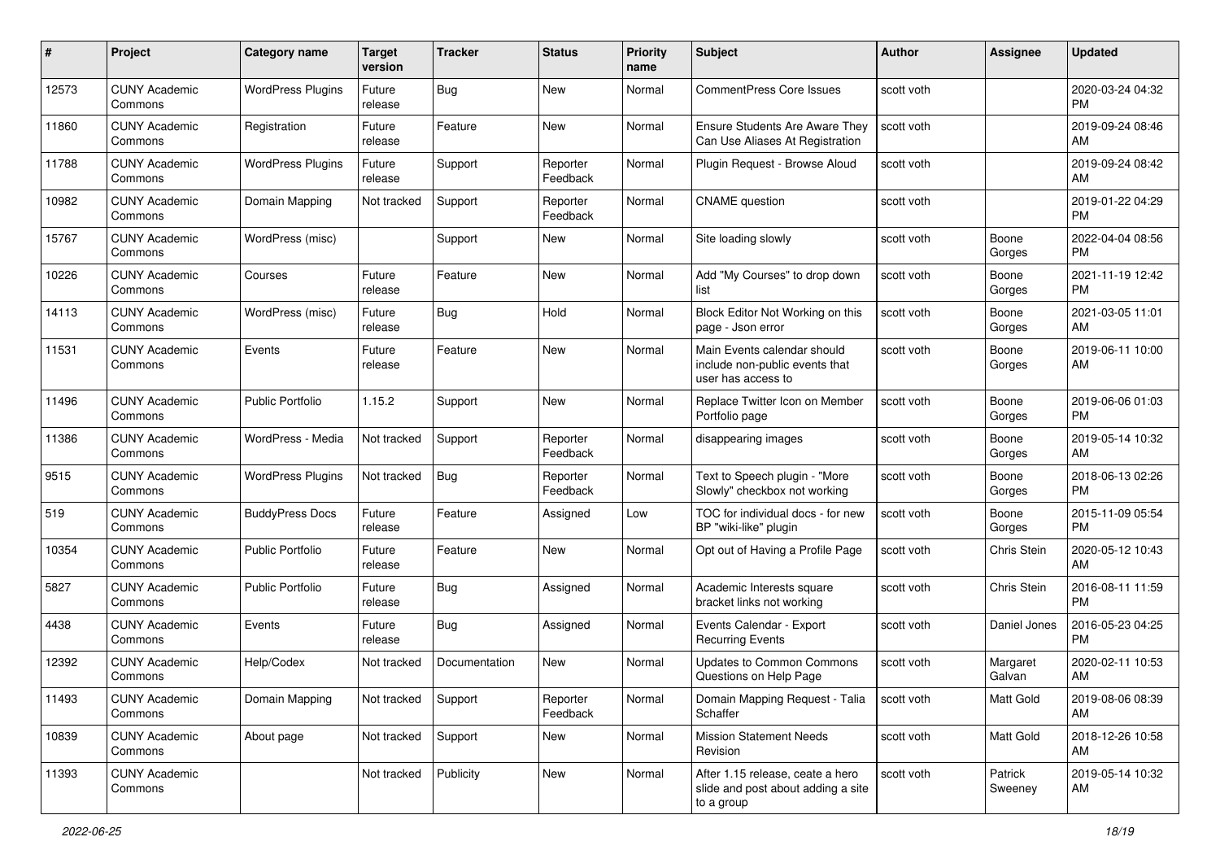| # | Project | Category name | Target version | Tracker | Status | Priority name | Subject | Author | Assignee | Updated |
|---|---|---|---|---|---|---|---|---|---|---|
| 12573 | CUNY Academic Commons | WordPress Plugins | Future release | Bug | New | Normal | CommentPress Core Issues | scott voth | | 2020-03-24 04:32 PM |
| 11860 | CUNY Academic Commons | Registration | Future release | Feature | New | Normal | Ensure Students Are Aware They Can Use Aliases At Registration | scott voth | | 2019-09-24 08:46 AM |
| 11788 | CUNY Academic Commons | WordPress Plugins | Future release | Support | Reporter Feedback | Normal | Plugin Request - Browse Aloud | scott voth | | 2019-09-24 08:42 AM |
| 10982 | CUNY Academic Commons | Domain Mapping | Not tracked | Support | Reporter Feedback | Normal | CNAME question | scott voth | | 2019-01-22 04:29 PM |
| 15767 | CUNY Academic Commons | WordPress (misc) | | Support | New | Normal | Site loading slowly | scott voth | Boone Gorges | 2022-04-04 08:56 PM |
| 10226 | CUNY Academic Commons | Courses | Future release | Feature | New | Normal | Add "My Courses" to drop down list | scott voth | Boone Gorges | 2021-11-19 12:42 PM |
| 14113 | CUNY Academic Commons | WordPress (misc) | Future release | Bug | Hold | Normal | Block Editor Not Working on this page - Json error | scott voth | Boone Gorges | 2021-03-05 11:01 AM |
| 11531 | CUNY Academic Commons | Events | Future release | Feature | New | Normal | Main Events calendar should include non-public events that user has access to | scott voth | Boone Gorges | 2019-06-11 10:00 AM |
| 11496 | CUNY Academic Commons | Public Portfolio | 1.15.2 | Support | New | Normal | Replace Twitter Icon on Member Portfolio page | scott voth | Boone Gorges | 2019-06-06 01:03 PM |
| 11386 | CUNY Academic Commons | WordPress - Media | Not tracked | Support | Reporter Feedback | Normal | disappearing images | scott voth | Boone Gorges | 2019-05-14 10:32 AM |
| 9515 | CUNY Academic Commons | WordPress Plugins | Not tracked | Bug | Reporter Feedback | Normal | Text to Speech plugin - "More Slowly" checkbox not working | scott voth | Boone Gorges | 2018-06-13 02:26 PM |
| 519 | CUNY Academic Commons | BuddyPress Docs | Future release | Feature | Assigned | Low | TOC for individual docs - for new BP "wiki-like" plugin | scott voth | Boone Gorges | 2015-11-09 05:54 PM |
| 10354 | CUNY Academic Commons | Public Portfolio | Future release | Feature | New | Normal | Opt out of Having a Profile Page | scott voth | Chris Stein | 2020-05-12 10:43 AM |
| 5827 | CUNY Academic Commons | Public Portfolio | Future release | Bug | Assigned | Normal | Academic Interests square bracket links not working | scott voth | Chris Stein | 2016-08-11 11:59 PM |
| 4438 | CUNY Academic Commons | Events | Future release | Bug | Assigned | Normal | Events Calendar - Export Recurring Events | scott voth | Daniel Jones | 2016-05-23 04:25 PM |
| 12392 | CUNY Academic Commons | Help/Codex | Not tracked | Documentation | New | Normal | Updates to Common Commons Questions on Help Page | scott voth | Margaret Galvan | 2020-02-11 10:53 AM |
| 11493 | CUNY Academic Commons | Domain Mapping | Not tracked | Support | Reporter Feedback | Normal | Domain Mapping Request - Talia Schaffer | scott voth | Matt Gold | 2019-08-06 08:39 AM |
| 10839 | CUNY Academic Commons | About page | Not tracked | Support | New | Normal | Mission Statement Needs Revision | scott voth | Matt Gold | 2018-12-26 10:58 AM |
| 11393 | CUNY Academic Commons | | Not tracked | Publicity | New | Normal | After 1.15 release, ceate a hero slide and post about adding a site to a group | scott voth | Patrick Sweeney | 2019-05-14 10:32 AM |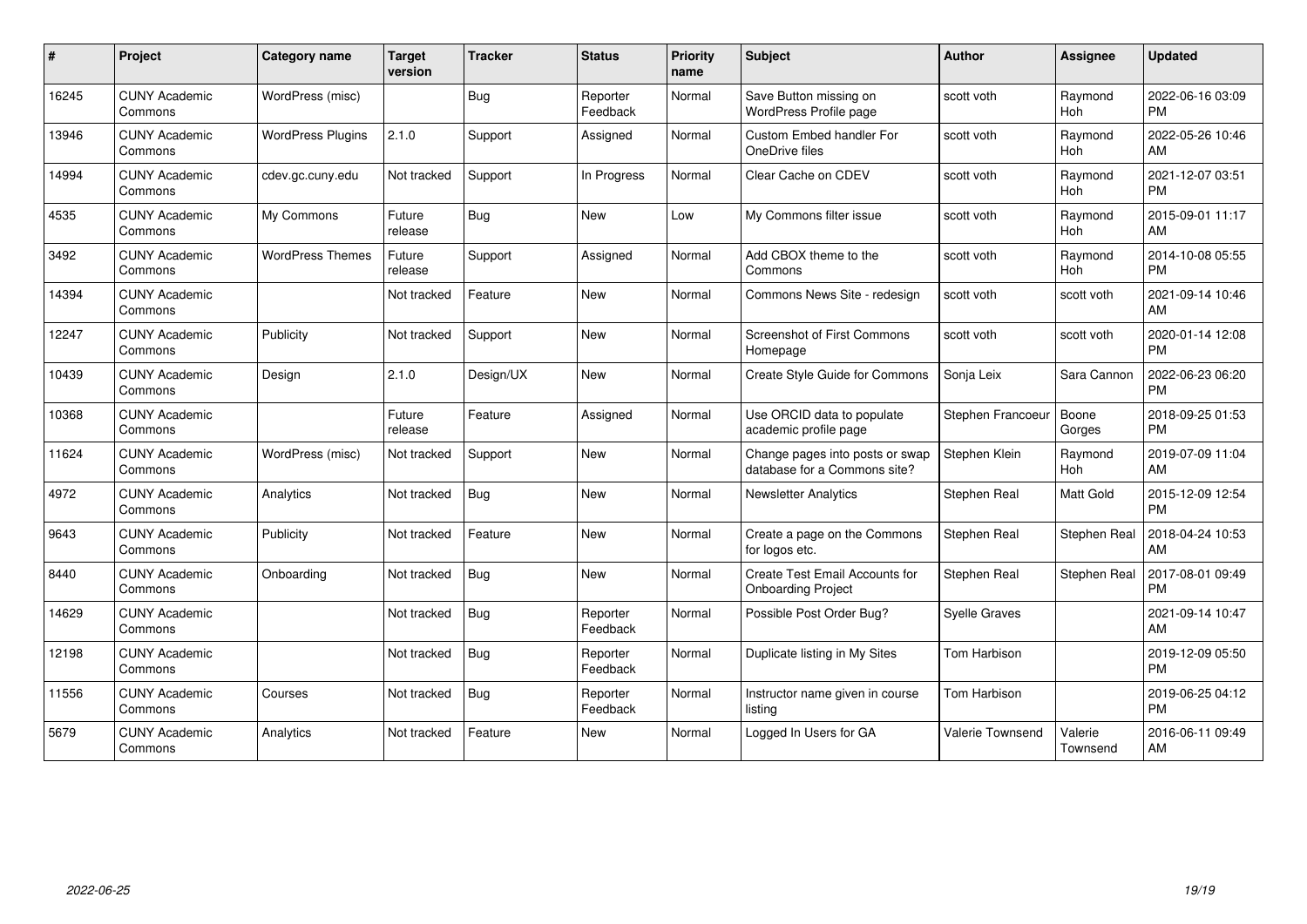| # | Project | Category name | Target version | Tracker | Status | Priority name | Subject | Author | Assignee | Updated |
|---|---|---|---|---|---|---|---|---|---|---|
| 16245 | CUNY Academic Commons | WordPress (misc) | | Bug | Reporter Feedback | Normal | Save Button missing on WordPress Profile page | scott voth | Raymond Hoh | 2022-06-16 03:09 PM |
| 13946 | CUNY Academic Commons | WordPress Plugins | 2.1.0 | Support | Assigned | Normal | Custom Embed handler For OneDrive files | scott voth | Raymond Hoh | 2022-05-26 10:46 AM |
| 14994 | CUNY Academic Commons | cdev.gc.cuny.edu | Not tracked | Support | In Progress | Normal | Clear Cache on CDEV | scott voth | Raymond Hoh | 2021-12-07 03:51 PM |
| 4535 | CUNY Academic Commons | My Commons | Future release | Bug | New | Low | My Commons filter issue | scott voth | Raymond Hoh | 2015-09-01 11:17 AM |
| 3492 | CUNY Academic Commons | WordPress Themes | Future release | Support | Assigned | Normal | Add CBOX theme to the Commons | scott voth | Raymond Hoh | 2014-10-08 05:55 PM |
| 14394 | CUNY Academic Commons | | Not tracked | Feature | New | Normal | Commons News Site - redesign | scott voth | scott voth | 2021-09-14 10:46 AM |
| 12247 | CUNY Academic Commons | Publicity | Not tracked | Support | New | Normal | Screenshot of First Commons Homepage | scott voth | scott voth | 2020-01-14 12:08 PM |
| 10439 | CUNY Academic Commons | Design | 2.1.0 | Design/UX | New | Normal | Create Style Guide for Commons | Sonja Leix | Sara Cannon | 2022-06-23 06:20 PM |
| 10368 | CUNY Academic Commons | | Future release | Feature | Assigned | Normal | Use ORCID data to populate academic profile page | Stephen Francoeur | Boone Gorges | 2018-09-25 01:53 PM |
| 11624 | CUNY Academic Commons | WordPress (misc) | Not tracked | Support | New | Normal | Change pages into posts or swap database for a Commons site? | Stephen Klein | Raymond Hoh | 2019-07-09 11:04 AM |
| 4972 | CUNY Academic Commons | Analytics | Not tracked | Bug | New | Normal | Newsletter Analytics | Stephen Real | Matt Gold | 2015-12-09 12:54 PM |
| 9643 | CUNY Academic Commons | Publicity | Not tracked | Feature | New | Normal | Create a page on the Commons for logos etc. | Stephen Real | Stephen Real | 2018-04-24 10:53 AM |
| 8440 | CUNY Academic Commons | Onboarding | Not tracked | Bug | New | Normal | Create Test Email Accounts for Onboarding Project | Stephen Real | Stephen Real | 2017-08-01 09:49 PM |
| 14629 | CUNY Academic Commons | | Not tracked | Bug | Reporter Feedback | Normal | Possible Post Order Bug? | Syelle Graves | | 2021-09-14 10:47 AM |
| 12198 | CUNY Academic Commons | | Not tracked | Bug | Reporter Feedback | Normal | Duplicate listing in My Sites | Tom Harbison | | 2019-12-09 05:50 PM |
| 11556 | CUNY Academic Commons | Courses | Not tracked | Bug | Reporter Feedback | Normal | Instructor name given in course listing | Tom Harbison | | 2019-06-25 04:12 PM |
| 5679 | CUNY Academic Commons | Analytics | Not tracked | Feature | New | Normal | Logged In Users for GA | Valerie Townsend | Valerie Townsend | 2016-06-11 09:49 AM |